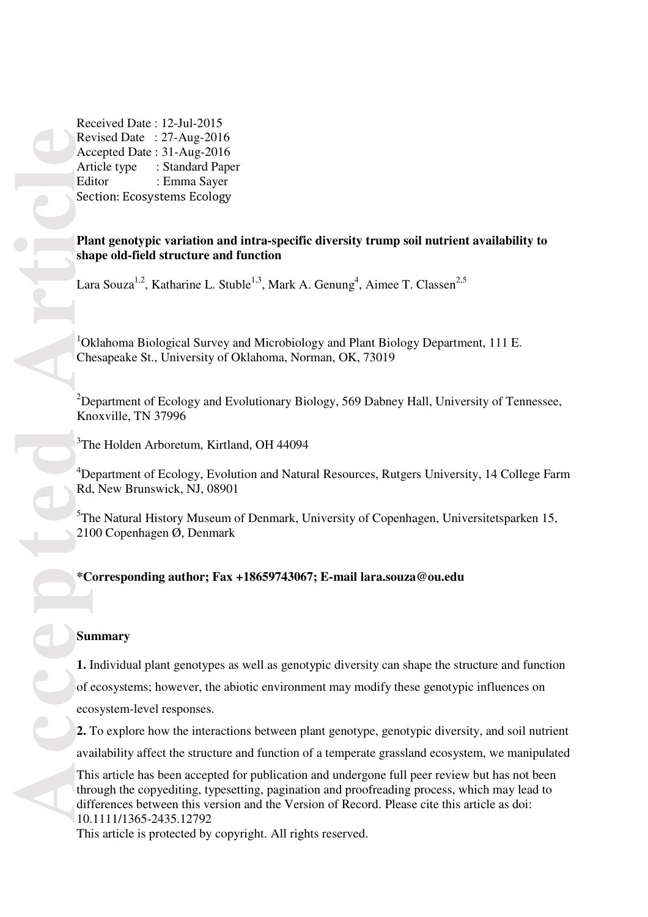Received Date : 12-Jul-2015
Revised Date : 27-Aug-2016
Accepted Date : 31-Aug-2016
Article type : Standard Paper
Editor : Emma Sayer
Section: Ecosystems Ecology

# Plant genotypic variation and intra-specific diversity trump soil nutrient availability to shape old-field structure and function

Lara Souza[1,2], Katharine L. Stuble[1,3], Mark A. Genung[4], Aimee T. Classen[2,5]

[1]Oklahoma Biological Survey and Microbiology and Plant Biology Department, 111 E. Chesapeake St., University of Oklahoma, Norman, OK, 73019

[2]Department of Ecology and Evolutionary Biology, 569 Dabney Hall, University of Tennessee, Knoxville, TN 37996

[3]The Holden Arboretum, Kirtland, OH 44094

[4]Department of Ecology, Evolution and Natural Resources, Rutgers University, 14 College Farm Rd, New Brunswick, NJ, 08901

[5]The Natural History Museum of Denmark, University of Copenhagen, Universitetsparken 15, 2100 Copenhagen Ø, Denmark

**\*Corresponding author; Fax +18659743067; E-mail lara.souza@ou.edu**

## Summary

**1.** Individual plant genotypes as well as genotypic diversity can shape the structure and function of ecosystems; however, the abiotic environment may modify these genotypic influences on ecosystem-level responses.

**2.** To explore how the interactions between plant genotype, genotypic diversity, and soil nutrient availability affect the structure and function of a temperate grassland ecosystem, we manipulated

This article has been accepted for publication and undergone full peer review but has not been through the copyediting, typesetting, pagination and proofreading process, which may lead to differences between this version and the Version of Record. Please cite this article as doi: 10.1111/1365-2435.12792

This article is protected by copyright. All rights reserved.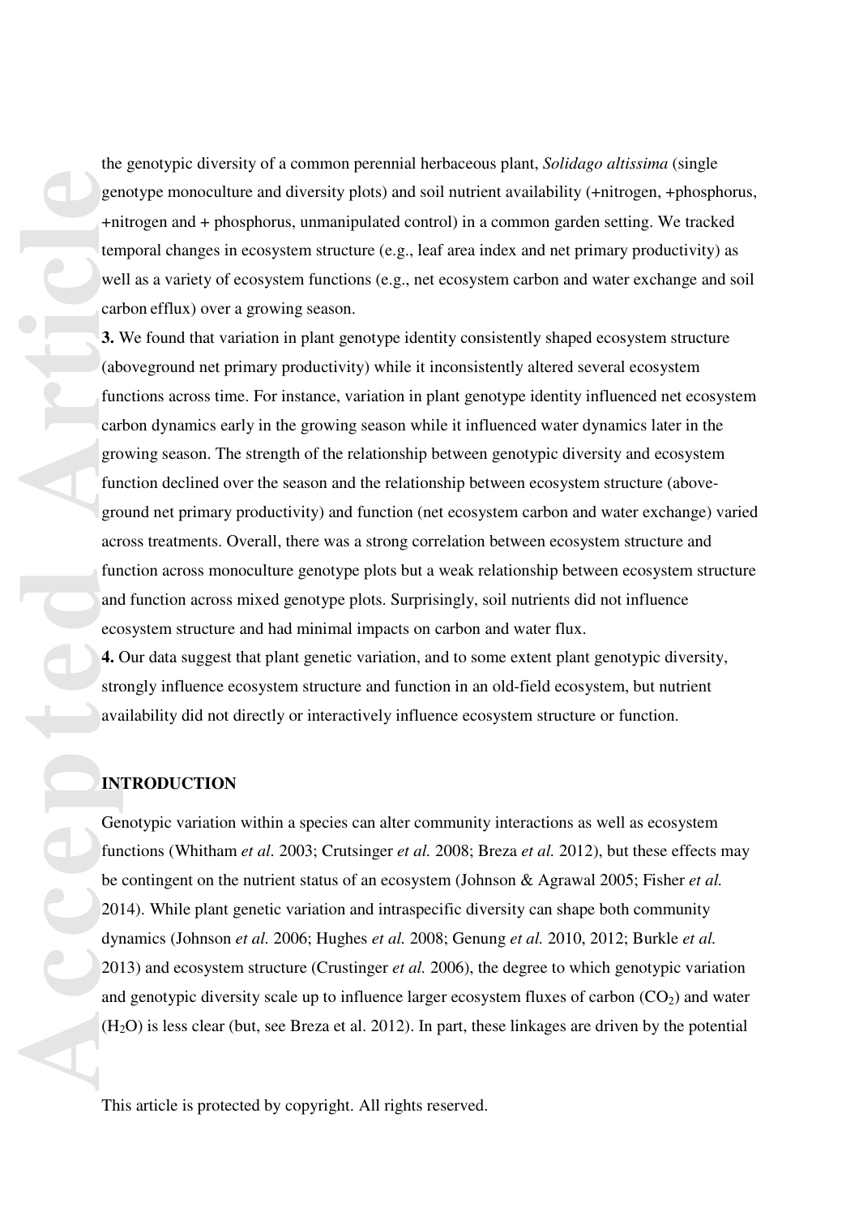the genotypic diversity of a common perennial herbaceous plant, *Solidago altissima* (single genotype monoculture and diversity plots) and soil nutrient availability (+nitrogen, +phosphorus, +nitrogen and + phosphorus, unmanipulated control) in a common garden setting. We tracked temporal changes in ecosystem structure (e.g., leaf area index and net primary productivity) as well as a variety of ecosystem functions (e.g., net ecosystem carbon and water exchange and soil carbon efflux) over a growing season.

**3.** We found that variation in plant genotype identity consistently shaped ecosystem structure (aboveground net primary productivity) while it inconsistently altered several ecosystem functions across time. For instance, variation in plant genotype identity influenced net ecosystem carbon dynamics early in the growing season while it influenced water dynamics later in the growing season. The strength of the relationship between genotypic diversity and ecosystem function declined over the season and the relationship between ecosystem structure (above-ground net primary productivity) and function (net ecosystem carbon and water exchange) varied across treatments. Overall, there was a strong correlation between ecosystem structure and function across monoculture genotype plots but a weak relationship between ecosystem structure and function across mixed genotype plots. Surprisingly, soil nutrients did not influence ecosystem structure and had minimal impacts on carbon and water flux.

**4.** Our data suggest that plant genetic variation, and to some extent plant genotypic diversity, strongly influence ecosystem structure and function in an old-field ecosystem, but nutrient availability did not directly or interactively influence ecosystem structure or function.

## INTRODUCTION

Genotypic variation within a species can alter community interactions as well as ecosystem functions (Whitham *et al.* 2003; Crutsinger *et al.* 2008; Breza *et al.* 2012), but these effects may be contingent on the nutrient status of an ecosystem (Johnson & Agrawal 2005; Fisher *et al.* 2014). While plant genetic variation and intraspecific diversity can shape both community dynamics (Johnson *et al.* 2006; Hughes *et al.* 2008; Genung *et al.* 2010, 2012; Burkle *et al.* 2013) and ecosystem structure (Crustinger *et al.* 2006), the degree to which genotypic variation and genotypic diversity scale up to influence larger ecosystem fluxes of carbon ($CO_2$) and water ($H_2O$) is less clear (but, see Breza et al. 2012). In part, these linkages are driven by the potential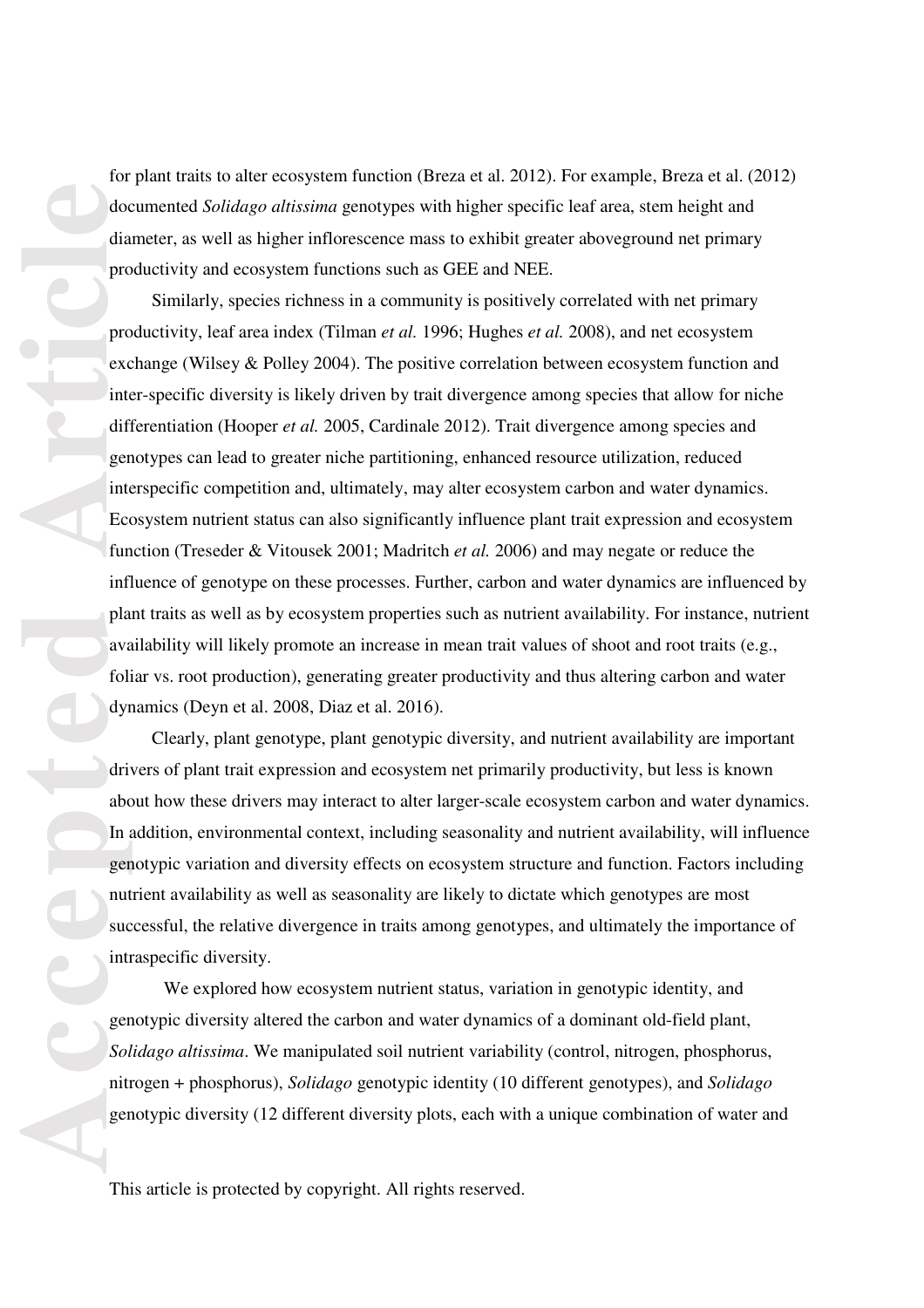for plant traits to alter ecosystem function (Breza et al. 2012). For example, Breza et al. (2012) documented *Solidago altissima* genotypes with higher specific leaf area, stem height and diameter, as well as higher inflorescence mass to exhibit greater aboveground net primary productivity and ecosystem functions such as GEE and NEE.

Similarly, species richness in a community is positively correlated with net primary productivity, leaf area index (Tilman *et al.* 1996; Hughes *et al.* 2008), and net ecosystem exchange (Wilsey & Polley 2004). The positive correlation between ecosystem function and inter-specific diversity is likely driven by trait divergence among species that allow for niche differentiation (Hooper *et al.* 2005, Cardinale 2012). Trait divergence among species and genotypes can lead to greater niche partitioning, enhanced resource utilization, reduced interspecific competition and, ultimately, may alter ecosystem carbon and water dynamics. Ecosystem nutrient status can also significantly influence plant trait expression and ecosystem function (Treseder & Vitousek 2001; Madritch *et al.* 2006) and may negate or reduce the influence of genotype on these processes. Further, carbon and water dynamics are influenced by plant traits as well as by ecosystem properties such as nutrient availability. For instance, nutrient availability will likely promote an increase in mean trait values of shoot and root traits (e.g., foliar vs. root production), generating greater productivity and thus altering carbon and water dynamics (Deyn et al. 2008, Diaz et al. 2016).

Clearly, plant genotype, plant genotypic diversity, and nutrient availability are important drivers of plant trait expression and ecosystem net primarily productivity, but less is known about how these drivers may interact to alter larger-scale ecosystem carbon and water dynamics. In addition, environmental context, including seasonality and nutrient availability, will influence genotypic variation and diversity effects on ecosystem structure and function. Factors including nutrient availability as well as seasonality are likely to dictate which genotypes are most successful, the relative divergence in traits among genotypes, and ultimately the importance of intraspecific diversity.

We explored how ecosystem nutrient status, variation in genotypic identity, and genotypic diversity altered the carbon and water dynamics of a dominant old-field plant, *Solidago altissima*. We manipulated soil nutrient variability (control, nitrogen, phosphorus, nitrogen + phosphorus), *Solidago* genotypic identity (10 different genotypes), and *Solidago* genotypic diversity (12 different diversity plots, each with a unique combination of water and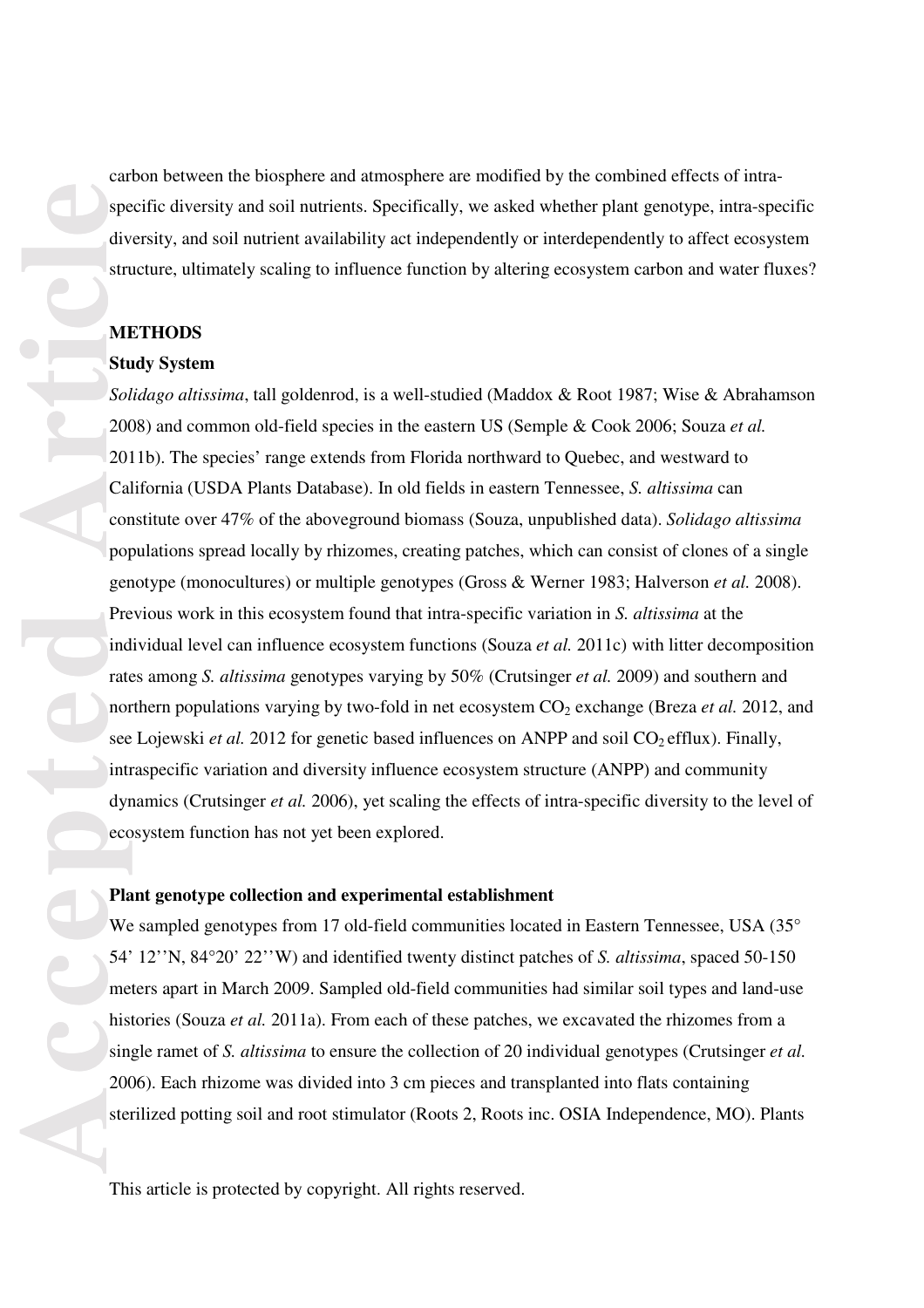carbon between the biosphere and atmosphere are modified by the combined effects of intra-specific diversity and soil nutrients. Specifically, we asked whether plant genotype, intra-specific diversity, and soil nutrient availability act independently or interdependently to affect ecosystem structure, ultimately scaling to influence function by altering ecosystem carbon and water fluxes?

## METHODS

### Study System

*Solidago altissima*, tall goldenrod, is a well-studied (Maddox & Root 1987; Wise & Abrahamson 2008) and common old-field species in the eastern US (Semple & Cook 2006; Souza *et al.* 2011b). The species' range extends from Florida northward to Quebec, and westward to California (USDA Plants Database). In old fields in eastern Tennessee, *S. altissima* can constitute over 47% of the aboveground biomass (Souza, unpublished data). *Solidago altissima* populations spread locally by rhizomes, creating patches, which can consist of clones of a single genotype (monocultures) or multiple genotypes (Gross & Werner 1983; Halverson *et al.* 2008). Previous work in this ecosystem found that intra-specific variation in *S. altissima* at the individual level can influence ecosystem functions (Souza *et al.* 2011c) with litter decomposition rates among *S. altissima* genotypes varying by 50% (Crutsinger *et al.* 2009) and southern and northern populations varying by two-fold in net ecosystem $CO_2$ exchange (Breza *et al.* 2012, and see Lojewski *et al.* 2012 for genetic based influences on ANPP and soil $CO_2$ efflux). Finally, intraspecific variation and diversity influence ecosystem structure (ANPP) and community dynamics (Crutsinger *et al.* 2006), yet scaling the effects of intra-specific diversity to the level of ecosystem function has not yet been explored.

### Plant genotype collection and experimental establishment

We sampled genotypes from 17 old-field communities located in Eastern Tennessee, USA (35° 54' 12''N, 84°20' 22''W) and identified twenty distinct patches of *S. altissima*, spaced 50-150 meters apart in March 2009. Sampled old-field communities had similar soil types and land-use histories (Souza *et al.* 2011a). From each of these patches, we excavated the rhizomes from a single ramet of *S. altissima* to ensure the collection of 20 individual genotypes (Crutsinger *et al.* 2006). Each rhizome was divided into 3 cm pieces and transplanted into flats containing sterilized potting soil and root stimulator (Roots 2, Roots inc. OSIA Independence, MO). Plants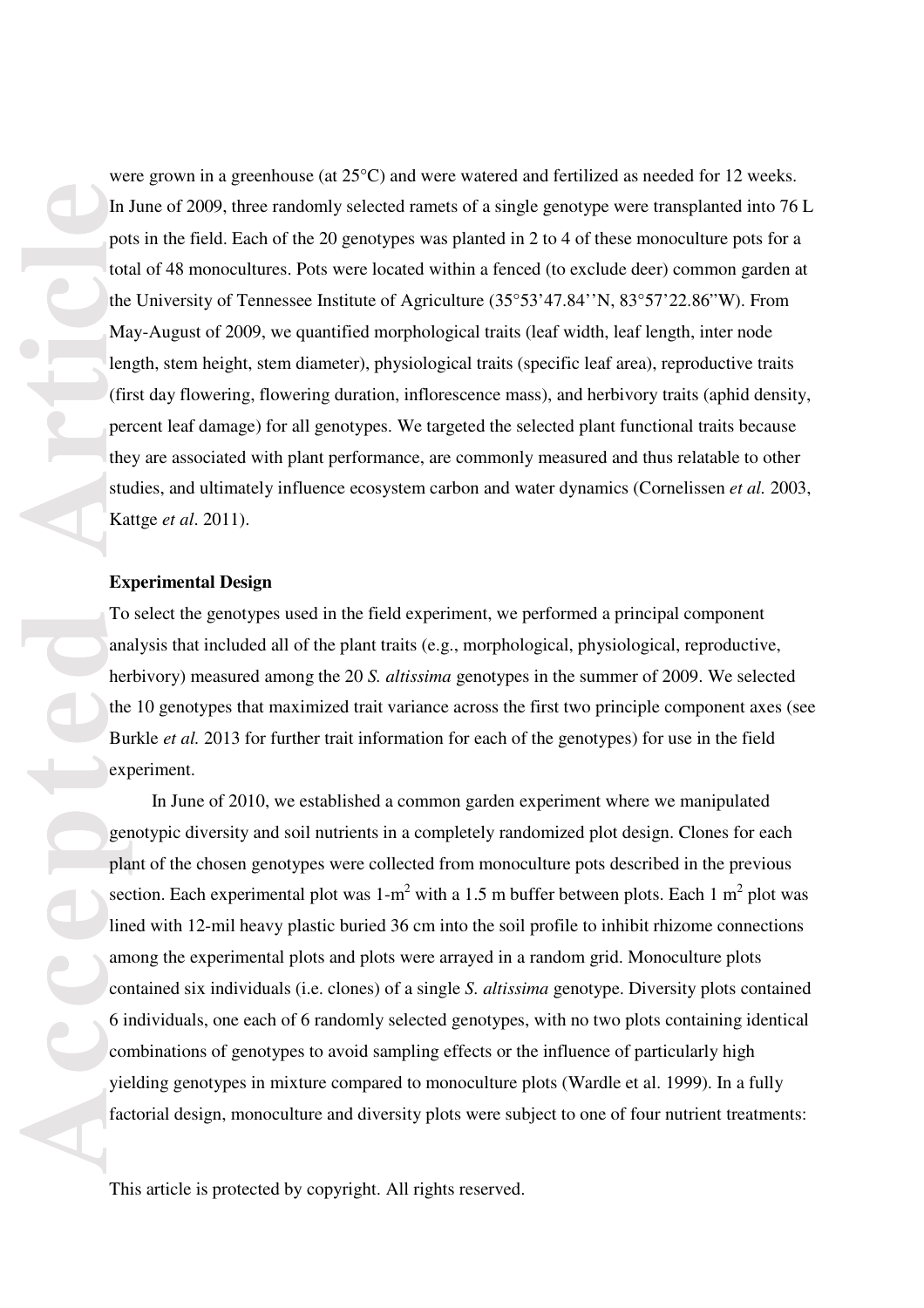were grown in a greenhouse (at 25°C) and were watered and fertilized as needed for 12 weeks. In June of 2009, three randomly selected ramets of a single genotype were transplanted into 76 L pots in the field. Each of the 20 genotypes was planted in 2 to 4 of these monoculture pots for a total of 48 monocultures. Pots were located within a fenced (to exclude deer) common garden at the University of Tennessee Institute of Agriculture (35°53'47.84''N, 83°57'22.86"W). From May-August of 2009, we quantified morphological traits (leaf width, leaf length, inter node length, stem height, stem diameter), physiological traits (specific leaf area), reproductive traits (first day flowering, flowering duration, inflorescence mass), and herbivory traits (aphid density, percent leaf damage) for all genotypes. We targeted the selected plant functional traits because they are associated with plant performance, are commonly measured and thus relatable to other studies, and ultimately influence ecosystem carbon and water dynamics (Cornelissen *et al.* 2003, Kattge *et al*. 2011).

**Experimental Design**

To select the genotypes used in the field experiment, we performed a principal component analysis that included all of the plant traits (e.g., morphological, physiological, reproductive, herbivory) measured among the 20 *S. altissima* genotypes in the summer of 2009. We selected the 10 genotypes that maximized trait variance across the first two principle component axes (see Burkle *et al.* 2013 for further trait information for each of the genotypes) for use in the field experiment.

In June of 2010, we established a common garden experiment where we manipulated genotypic diversity and soil nutrients in a completely randomized plot design. Clones for each plant of the chosen genotypes were collected from monoculture pots described in the previous section. Each experimental plot was 1-m$^2$ with a 1.5 m buffer between plots. Each 1 m$^2$ plot was lined with 12-mil heavy plastic buried 36 cm into the soil profile to inhibit rhizome connections among the experimental plots and plots were arrayed in a random grid. Monoculture plots contained six individuals (i.e. clones) of a single *S. altissima* genotype. Diversity plots contained 6 individuals, one each of 6 randomly selected genotypes, with no two plots containing identical combinations of genotypes to avoid sampling effects or the influence of particularly high yielding genotypes in mixture compared to monoculture plots (Wardle et al. 1999). In a fully factorial design, monoculture and diversity plots were subject to one of four nutrient treatments: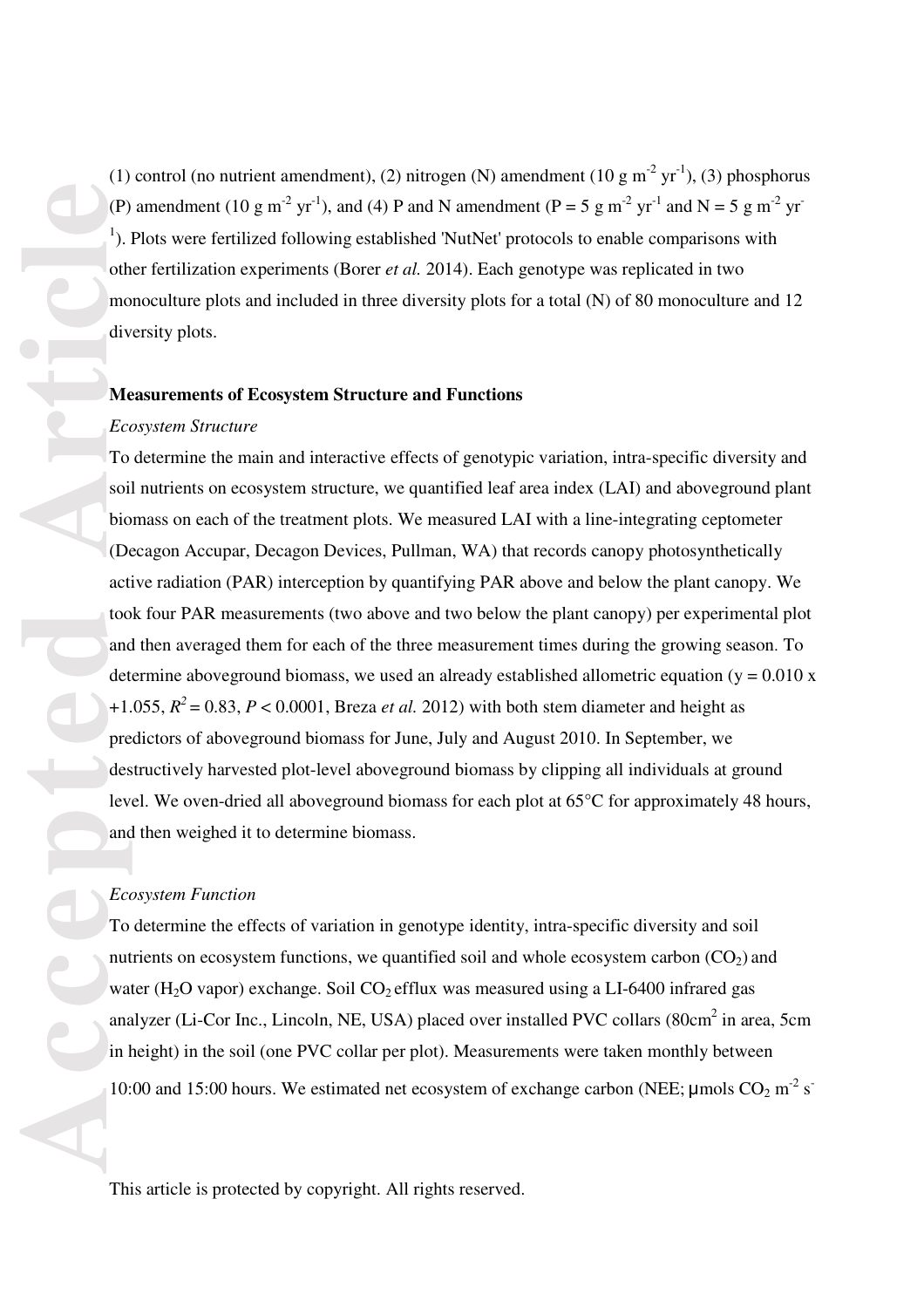(1) control (no nutrient amendment), (2) nitrogen (N) amendment (10 g $m^{-2}$ $yr^{-1}$), (3) phosphorus (P) amendment (10 g $m^{-2}$ $yr^{-1}$), and (4) P and N amendment (P = 5 g $m^{-2}$ $yr^{-1}$ and N = 5 g $m^{-2}$ $yr^{-1}$). Plots were fertilized following established 'NutNet' protocols to enable comparisons with other fertilization experiments (Borer *et al.* 2014). Each genotype was replicated in two monoculture plots and included in three diversity plots for a total (N) of 80 monoculture and 12 diversity plots.

**Measurements of Ecosystem Structure and Functions**

*Ecosystem Structure*

To determine the main and interactive effects of genotypic variation, intra-specific diversity and soil nutrients on ecosystem structure, we quantified leaf area index (LAI) and aboveground plant biomass on each of the treatment plots. We measured LAI with a line-integrating ceptometer (Decagon Accupar, Decagon Devices, Pullman, WA) that records canopy photosynthetically active radiation (PAR) interception by quantifying PAR above and below the plant canopy. We took four PAR measurements (two above and two below the plant canopy) per experimental plot and then averaged them for each of the three measurement times during the growing season. To determine aboveground biomass, we used an already established allometric equation ($y = 0.010x + 1.055$, $R^2 = 0.83$, $P < 0.0001$, Breza *et al.* 2012) with both stem diameter and height as predictors of aboveground biomass for June, July and August 2010. In September, we destructively harvested plot-level aboveground biomass by clipping all individuals at ground level. We oven-dried all aboveground biomass for each plot at 65°C for approximately 48 hours, and then weighed it to determine biomass.

*Ecosystem Function*

To determine the effects of variation in genotype identity, intra-specific diversity and soil nutrients on ecosystem functions, we quantified soil and whole ecosystem carbon ($CO_2$) and water ($H_2O$ vapor) exchange. Soil $CO_2$ efflux was measured using a LI-6400 infrared gas analyzer (Li-Cor Inc., Lincoln, NE, USA) placed over installed PVC collars (80$cm^2$ in area, 5cm in height) in the soil (one PVC collar per plot). Measurements were taken monthly between 10:00 and 15:00 hours. We estimated net ecosystem of exchange carbon (NEE; μmols $CO_2$ $m^{-2}$ $s^{-}$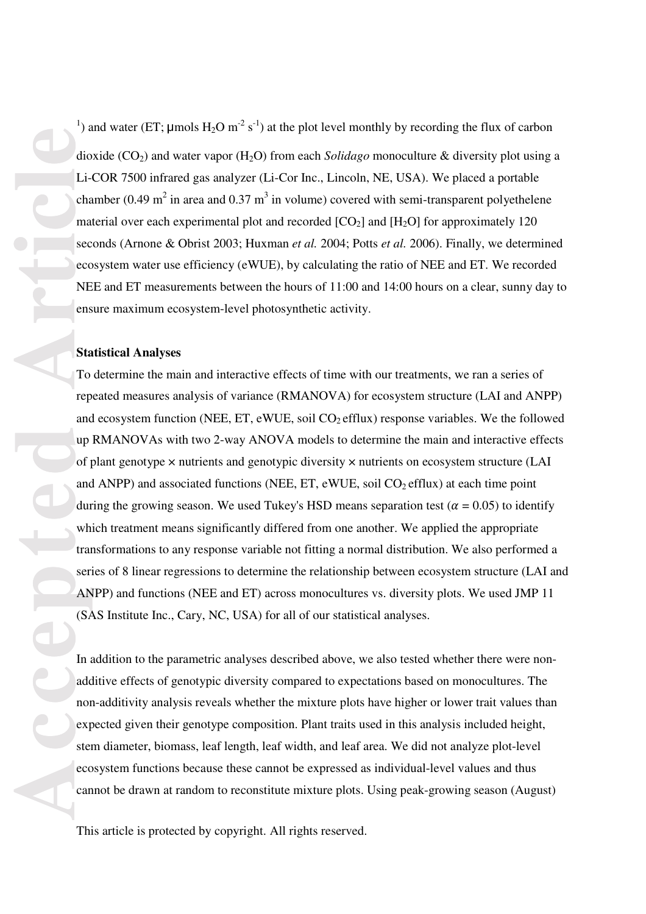[1]) and water (ET; μmols $H_2O$ $m^{-2}$ $s^{-1}$) at the plot level monthly by recording the flux of carbon dioxide ($CO_2$) and water vapor ($H_2O$) from each *Solidago* monoculture & diversity plot using a Li-COR 7500 infrared gas analyzer (Li-Cor Inc., Lincoln, NE, USA). We placed a portable chamber (0.49 $m^2$ in area and 0.37 $m^3$ in volume) covered with semi-transparent polyethelene material over each experimental plot and recorded [$CO_2$] and [$H_2O$] for approximately 120 seconds (Arnone & Obrist 2003; Huxman *et al.* 2004; Potts *et al.* 2006). Finally, we determined ecosystem water use efficiency (eWUE), by calculating the ratio of NEE and ET. We recorded NEE and ET measurements between the hours of 11:00 and 14:00 hours on a clear, sunny day to ensure maximum ecosystem-level photosynthetic activity.

**Statistical Analyses**

To determine the main and interactive effects of time with our treatments, we ran a series of repeated measures analysis of variance (RMANOVA) for ecosystem structure (LAI and ANPP) and ecosystem function (NEE, ET, eWUE, soil $CO_2$ efflux) response variables. We the followed up RMANOVAs with two 2-way ANOVA models to determine the main and interactive effects of plant genotype × nutrients and genotypic diversity × nutrients on ecosystem structure (LAI and ANPP) and associated functions (NEE, ET, eWUE, soil $CO_2$ efflux) at each time point during the growing season. We used Tukey's HSD means separation test ($\alpha$ = 0.05) to identify which treatment means significantly differed from one another. We applied the appropriate transformations to any response variable not fitting a normal distribution. We also performed a series of 8 linear regressions to determine the relationship between ecosystem structure (LAI and ANPP) and functions (NEE and ET) across monocultures vs. diversity plots. We used JMP 11 (SAS Institute Inc., Cary, NC, USA) for all of our statistical analyses.

In addition to the parametric analyses described above, we also tested whether there were non-additive effects of genotypic diversity compared to expectations based on monocultures. The non-additivity analysis reveals whether the mixture plots have higher or lower trait values than expected given their genotype composition. Plant traits used in this analysis included height, stem diameter, biomass, leaf length, leaf width, and leaf area. We did not analyze plot-level ecosystem functions because these cannot be expressed as individual-level values and thus cannot be drawn at random to reconstitute mixture plots. Using peak-growing season (August)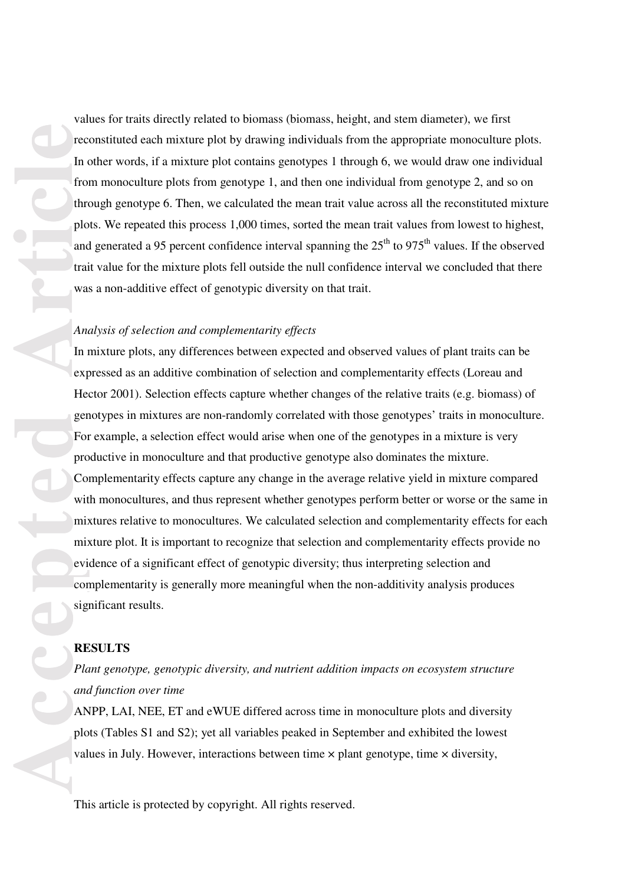values for traits directly related to biomass (biomass, height, and stem diameter), we first reconstituted each mixture plot by drawing individuals from the appropriate monoculture plots. In other words, if a mixture plot contains genotypes 1 through 6, we would draw one individual from monoculture plots from genotype 1, and then one individual from genotype 2, and so on through genotype 6. Then, we calculated the mean trait value across all the reconstituted mixture plots. We repeated this process 1,000 times, sorted the mean trait values from lowest to highest, and generated a 95 percent confidence interval spanning the $25^{th}$ to $975^{th}$ values. If the observed trait value for the mixture plots fell outside the null confidence interval we concluded that there was a non-additive effect of genotypic diversity on that trait.

*Analysis of selection and complementarity effects*

In mixture plots, any differences between expected and observed values of plant traits can be expressed as an additive combination of selection and complementarity effects (Loreau and Hector 2001). Selection effects capture whether changes of the relative traits (e.g. biomass) of genotypes in mixtures are non-randomly correlated with those genotypes' traits in monoculture. For example, a selection effect would arise when one of the genotypes in a mixture is very productive in monoculture and that productive genotype also dominates the mixture. Complementarity effects capture any change in the average relative yield in mixture compared with monocultures, and thus represent whether genotypes perform better or worse or the same in mixtures relative to monocultures. We calculated selection and complementarity effects for each mixture plot. It is important to recognize that selection and complementarity effects provide no evidence of a significant effect of genotypic diversity; thus interpreting selection and complementarity is generally more meaningful when the non-additivity analysis produces significant results.

## RESULTS

*Plant genotype, genotypic diversity, and nutrient addition impacts on ecosystem structure and function over time*

ANPP, LAI, NEE, ET and eWUE differed across time in monoculture plots and diversity plots (Tables S1 and S2); yet all variables peaked in September and exhibited the lowest values in July. However, interactions between time × plant genotype, time × diversity,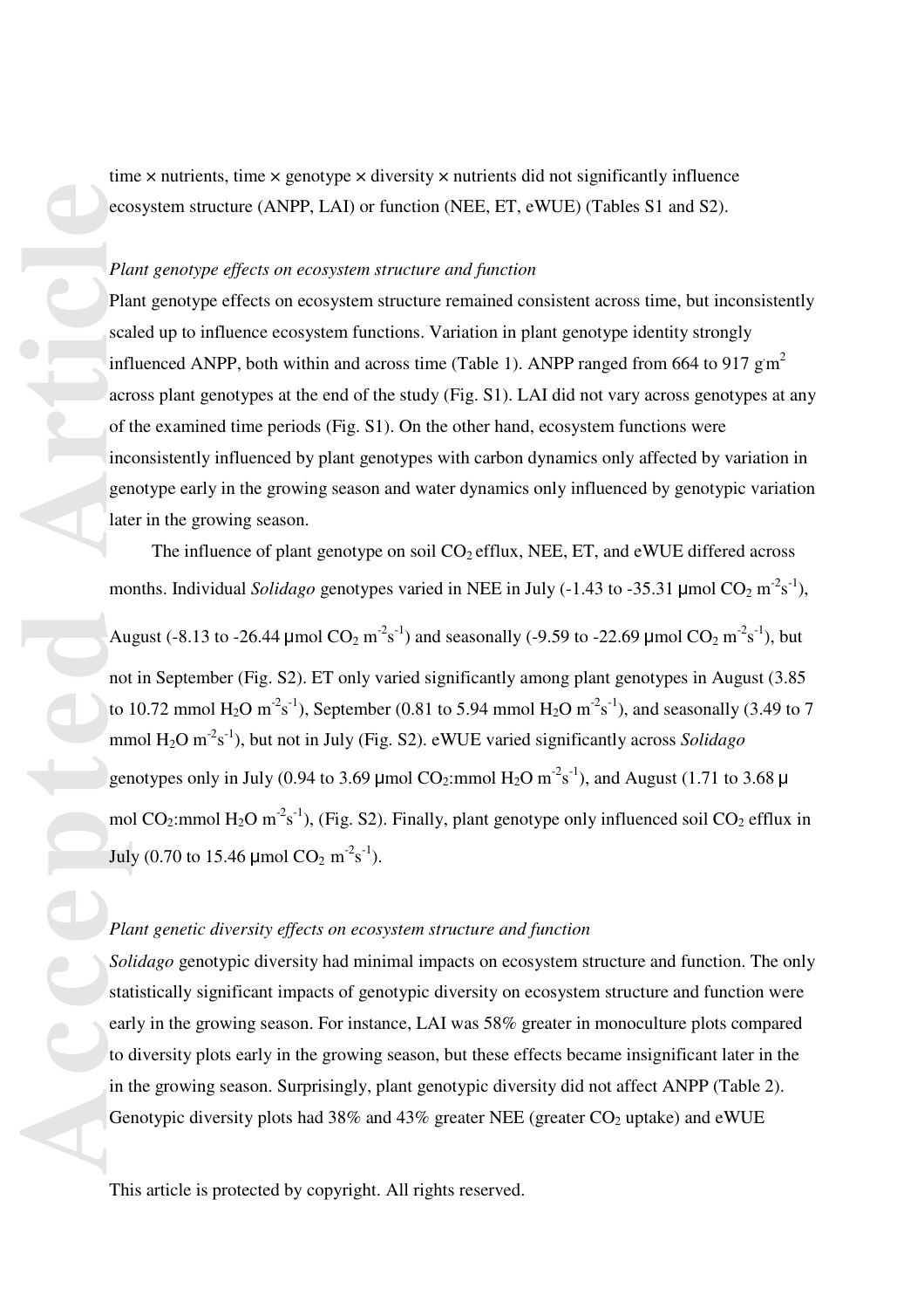time × nutrients, time × genotype × diversity × nutrients did not significantly influence ecosystem structure (ANPP, LAI) or function (NEE, ET, eWUE) (Tables S1 and S2).

*Plant genotype effects on ecosystem structure and function*

Plant genotype effects on ecosystem structure remained consistent across time, but inconsistently scaled up to influence ecosystem functions. Variation in plant genotype identity strongly influenced ANPP, both within and across time (Table 1). ANPP ranged from 664 to 917 g m$^2$ across plant genotypes at the end of the study (Fig. S1). LAI did not vary across genotypes at any of the examined time periods (Fig. S1). On the other hand, ecosystem functions were inconsistently influenced by plant genotypes with carbon dynamics only affected by variation in genotype early in the growing season and water dynamics only influenced by genotypic variation later in the growing season.

The influence of plant genotype on soil $CO_2$ efflux, NEE, ET, and eWUE differed across months. Individual *Solidago* genotypes varied in NEE in July (-1.43 to -35.31 μmol $CO_2$ $m^{-2}s^{-1}$), August (-8.13 to -26.44 μmol $CO_2$ $m^{-2}s^{-1}$) and seasonally (-9.59 to -22.69 μmol $CO_2$ $m^{-2}s^{-1}$), but not in September (Fig. S2). ET only varied significantly among plant genotypes in August (3.85 to 10.72 mmol $H_2O$ $m^{-2}s^{-1}$), September (0.81 to 5.94 mmol $H_2O$ $m^{-2}s^{-1}$), and seasonally (3.49 to 7 mmol $H_2O$ $m^{-2}s^{-1}$), but not in July (Fig. S2). eWUE varied significantly across *Solidago* genotypes only in July (0.94 to 3.69 μmol $CO_2$:mmol $H_2O$ $m^{-2}s^{-1}$), and August (1.71 to 3.68 μmol $CO_2$:mmol $H_2O$ $m^{-2}s^{-1}$), (Fig. S2). Finally, plant genotype only influenced soil $CO_2$ efflux in July (0.70 to 15.46 μmol $CO_2$ $m^{-2}s^{-1}$).

*Plant genetic diversity effects on ecosystem structure and function*

*Solidago* genotypic diversity had minimal impacts on ecosystem structure and function. The only statistically significant impacts of genotypic diversity on ecosystem structure and function were early in the growing season. For instance, LAI was 58% greater in monoculture plots compared to diversity plots early in the growing season, but these effects became insignificant later in the in the growing season. Surprisingly, plant genotypic diversity did not affect ANPP (Table 2). Genotypic diversity plots had 38% and 43% greater NEE (greater $CO_2$ uptake) and eWUE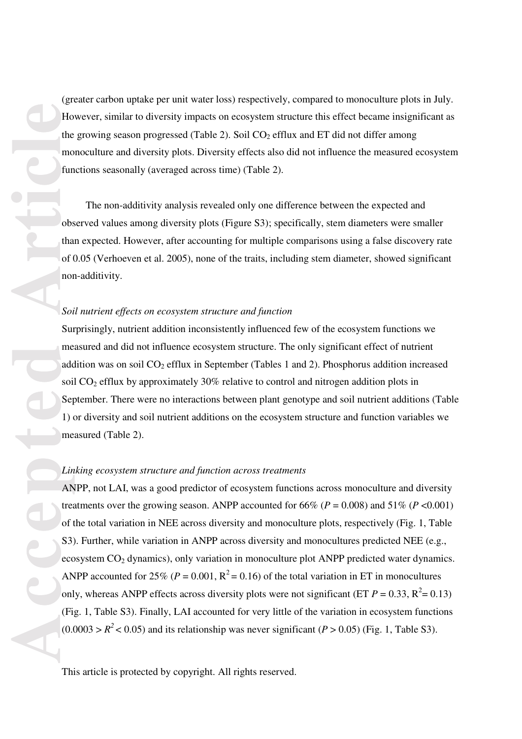(greater carbon uptake per unit water loss) respectively, compared to monoculture plots in July. However, similar to diversity impacts on ecosystem structure this effect became insignificant as the growing season progressed (Table 2). Soil $CO_2$ efflux and ET did not differ among monoculture and diversity plots. Diversity effects also did not influence the measured ecosystem functions seasonally (averaged across time) (Table 2).

The non-additivity analysis revealed only one difference between the expected and observed values among diversity plots (Figure S3); specifically, stem diameters were smaller than expected. However, after accounting for multiple comparisons using a false discovery rate of 0.05 (Verhoeven et al. 2005), none of the traits, including stem diameter, showed significant non-additivity.

*Soil nutrient effects on ecosystem structure and function*

Surprisingly, nutrient addition inconsistently influenced few of the ecosystem functions we measured and did not influence ecosystem structure. The only significant effect of nutrient addition was on soil $CO_2$ efflux in September (Tables 1 and 2). Phosphorus addition increased soil $CO_2$ efflux by approximately 30% relative to control and nitrogen addition plots in September. There were no interactions between plant genotype and soil nutrient additions (Table 1) or diversity and soil nutrient additions on the ecosystem structure and function variables we measured (Table 2).

*Linking ecosystem structure and function across treatments*

ANPP, not LAI, was a good predictor of ecosystem functions across monoculture and diversity treatments over the growing season. ANPP accounted for 66% ($P = 0.008$) and 51% ($P < 0.001$) of the total variation in NEE across diversity and monoculture plots, respectively (Fig. 1, Table S3). Further, while variation in ANPP across diversity and monocultures predicted NEE (e.g., ecosystem $CO_2$ dynamics), only variation in monoculture plot ANPP predicted water dynamics. ANPP accounted for 25% ($P = 0.001$, $R^2 = 0.16$) of the total variation in ET in monocultures only, whereas ANPP effects across diversity plots were not significant (ET $P = 0.33$, $R^2 = 0.13$) (Fig. 1, Table S3). Finally, LAI accounted for very little of the variation in ecosystem functions ($0.0003 > R^2 < 0.05$) and its relationship was never significant ($P > 0.05$) (Fig. 1, Table S3).

This article is protected by copyright. All rights reserved.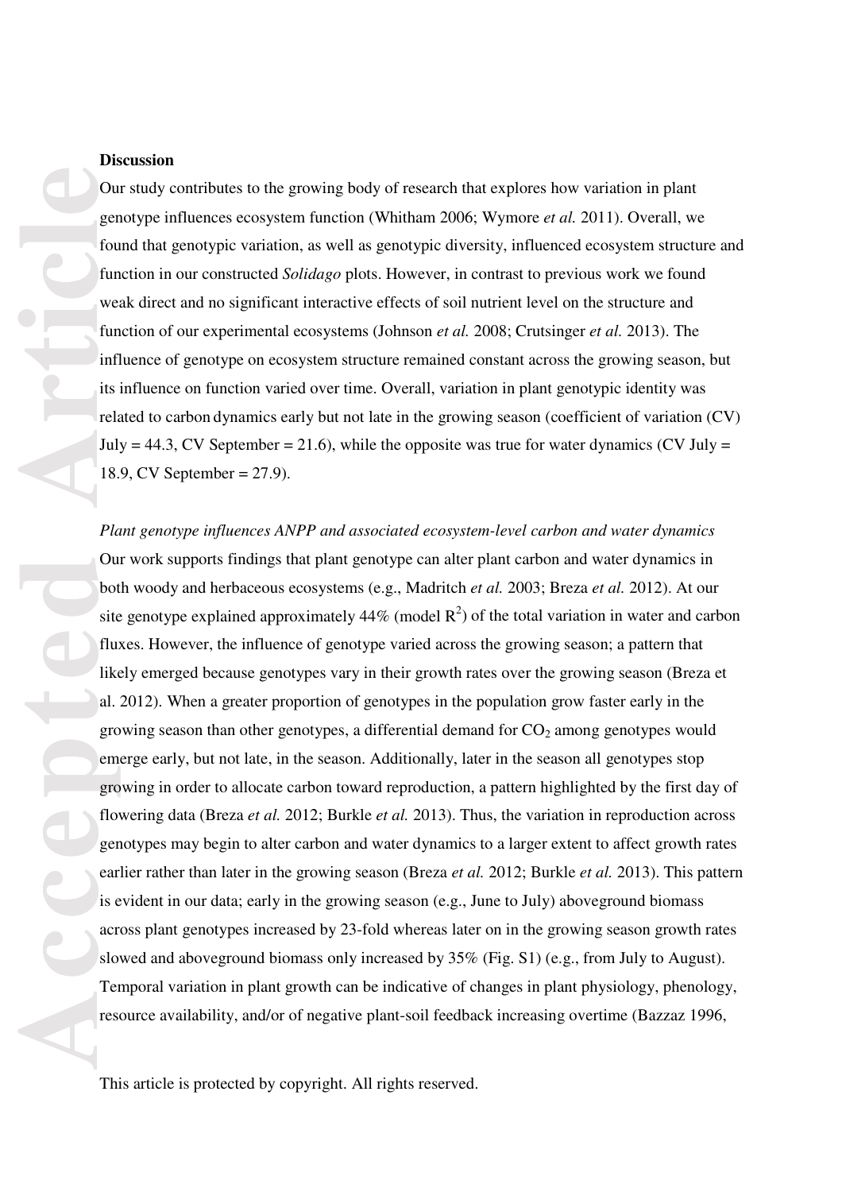## Discussion

Our study contributes to the growing body of research that explores how variation in plant genotype influences ecosystem function (Whitham 2006; Wymore *et al.* 2011). Overall, we found that genotypic variation, as well as genotypic diversity, influenced ecosystem structure and function in our constructed *Solidago* plots. However, in contrast to previous work we found weak direct and no significant interactive effects of soil nutrient level on the structure and function of our experimental ecosystems (Johnson *et al.* 2008; Crutsinger *et al.* 2013). The influence of genotype on ecosystem structure remained constant across the growing season, but its influence on function varied over time. Overall, variation in plant genotypic identity was related to carbon dynamics early but not late in the growing season (coefficient of variation (CV) July = 44.3, CV September = 21.6), while the opposite was true for water dynamics (CV July = 18.9, CV September = 27.9).

*Plant genotype influences ANPP and associated ecosystem-level carbon and water dynamics*

Our work supports findings that plant genotype can alter plant carbon and water dynamics in both woody and herbaceous ecosystems (e.g., Madritch *et al.* 2003; Breza *et al.* 2012). At our site genotype explained approximately 44% (model $R^2$) of the total variation in water and carbon fluxes. However, the influence of genotype varied across the growing season; a pattern that likely emerged because genotypes vary in their growth rates over the growing season (Breza et al. 2012). When a greater proportion of genotypes in the population grow faster early in the growing season than other genotypes, a differential demand for $CO_2$ among genotypes would emerge early, but not late, in the season. Additionally, later in the season all genotypes stop growing in order to allocate carbon toward reproduction, a pattern highlighted by the first day of flowering data (Breza *et al.* 2012; Burkle *et al.* 2013). Thus, the variation in reproduction across genotypes may begin to alter carbon and water dynamics to a larger extent to affect growth rates earlier rather than later in the growing season (Breza *et al.* 2012; Burkle *et al.* 2013). This pattern is evident in our data; early in the growing season (e.g., June to July) aboveground biomass across plant genotypes increased by 23-fold whereas later on in the growing season growth rates slowed and aboveground biomass only increased by 35% (Fig. S1) (e.g., from July to August). Temporal variation in plant growth can be indicative of changes in plant physiology, phenology, resource availability, and/or of negative plant-soil feedback increasing overtime (Bazzaz 1996,

This article is protected by copyright. All rights reserved.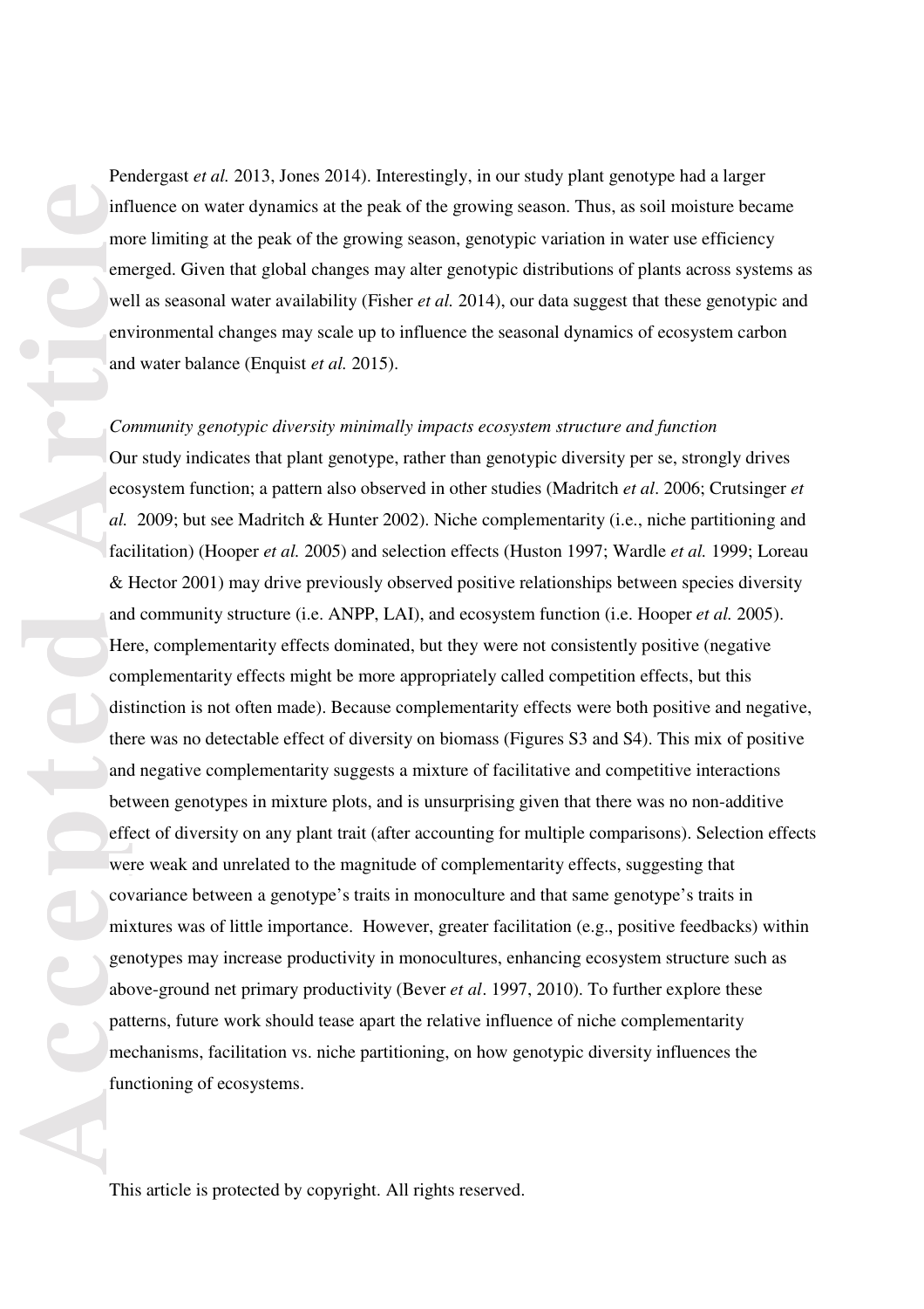Pendergast *et al.* 2013, Jones 2014). Interestingly, in our study plant genotype had a larger influence on water dynamics at the peak of the growing season. Thus, as soil moisture became more limiting at the peak of the growing season, genotypic variation in water use efficiency emerged. Given that global changes may alter genotypic distributions of plants across systems as well as seasonal water availability (Fisher *et al.* 2014), our data suggest that these genotypic and environmental changes may scale up to influence the seasonal dynamics of ecosystem carbon and water balance (Enquist *et al.* 2015).

*Community genotypic diversity minimally impacts ecosystem structure and function*

Our study indicates that plant genotype, rather than genotypic diversity per se, strongly drives ecosystem function; a pattern also observed in other studies (Madritch *et al*. 2006; Crutsinger *et al.* 2009; but see Madritch & Hunter 2002). Niche complementarity (i.e., niche partitioning and facilitation) (Hooper *et al.* 2005) and selection effects (Huston 1997; Wardle *et al.* 1999; Loreau & Hector 2001) may drive previously observed positive relationships between species diversity and community structure (i.e. ANPP, LAI), and ecosystem function (i.e. Hooper *et al.* 2005). Here, complementarity effects dominated, but they were not consistently positive (negative complementarity effects might be more appropriately called competition effects, but this distinction is not often made). Because complementarity effects were both positive and negative, there was no detectable effect of diversity on biomass (Figures S3 and S4). This mix of positive and negative complementarity suggests a mixture of facilitative and competitive interactions between genotypes in mixture plots, and is unsurprising given that there was no non-additive effect of diversity on any plant trait (after accounting for multiple comparisons). Selection effects were weak and unrelated to the magnitude of complementarity effects, suggesting that covariance between a genotype's traits in monoculture and that same genotype's traits in mixtures was of little importance. However, greater facilitation (e.g., positive feedbacks) within genotypes may increase productivity in monocultures, enhancing ecosystem structure such as above-ground net primary productivity (Bever *et al*. 1997, 2010). To further explore these patterns, future work should tease apart the relative influence of niche complementarity mechanisms, facilitation vs. niche partitioning, on how genotypic diversity influences the functioning of ecosystems.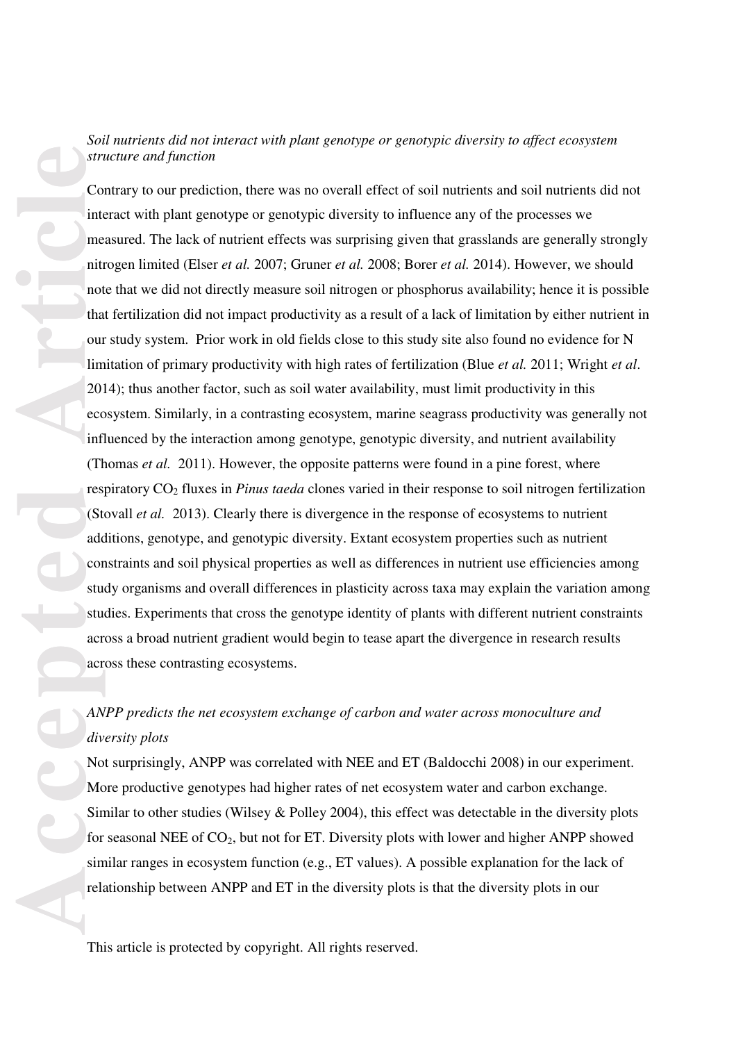*Soil nutrients did not interact with plant genotype or genotypic diversity to affect ecosystem structure and function*

Contrary to our prediction, there was no overall effect of soil nutrients and soil nutrients did not interact with plant genotype or genotypic diversity to influence any of the processes we measured. The lack of nutrient effects was surprising given that grasslands are generally strongly nitrogen limited (Elser *et al.* 2007; Gruner *et al.* 2008; Borer *et al.* 2014). However, we should note that we did not directly measure soil nitrogen or phosphorus availability; hence it is possible that fertilization did not impact productivity as a result of a lack of limitation by either nutrient in our study system. Prior work in old fields close to this study site also found no evidence for N limitation of primary productivity with high rates of fertilization (Blue *et al.* 2011; Wright *et al*. 2014); thus another factor, such as soil water availability, must limit productivity in this ecosystem. Similarly, in a contrasting ecosystem, marine seagrass productivity was generally not influenced by the interaction among genotype, genotypic diversity, and nutrient availability (Thomas *et al.* 2011). However, the opposite patterns were found in a pine forest, where respiratory $CO_2$ fluxes in *Pinus taeda* clones varied in their response to soil nitrogen fertilization (Stovall *et al.* 2013). Clearly there is divergence in the response of ecosystems to nutrient additions, genotype, and genotypic diversity. Extant ecosystem properties such as nutrient constraints and soil physical properties as well as differences in nutrient use efficiencies among study organisms and overall differences in plasticity across taxa may explain the variation among studies. Experiments that cross the genotype identity of plants with different nutrient constraints across a broad nutrient gradient would begin to tease apart the divergence in research results across these contrasting ecosystems.

*ANPP predicts the net ecosystem exchange of carbon and water across monoculture and diversity plots*

Not surprisingly, ANPP was correlated with NEE and ET (Baldocchi 2008) in our experiment. More productive genotypes had higher rates of net ecosystem water and carbon exchange. Similar to other studies (Wilsey & Polley 2004), this effect was detectable in the diversity plots for seasonal NEE of $CO_2$, but not for ET. Diversity plots with lower and higher ANPP showed similar ranges in ecosystem function (e.g., ET values). A possible explanation for the lack of relationship between ANPP and ET in the diversity plots is that the diversity plots in our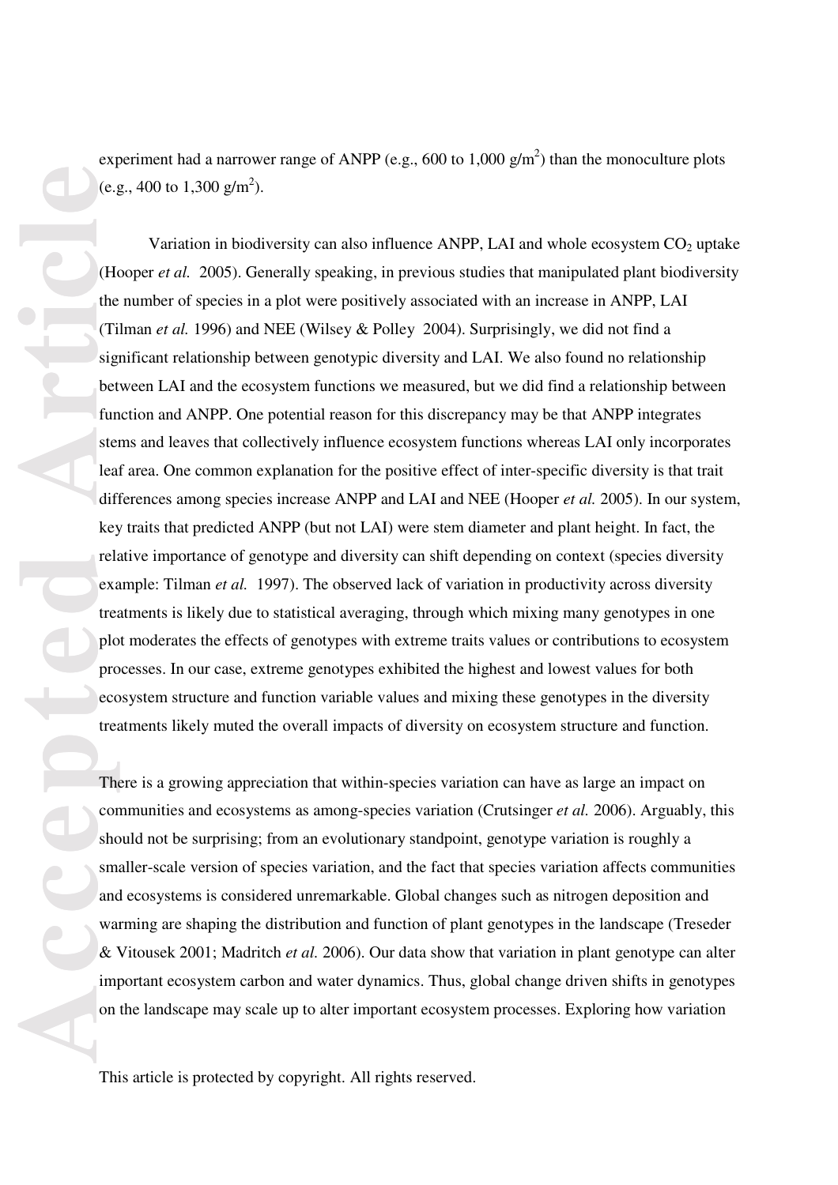experiment had a narrower range of ANPP (e.g., 600 to 1,000 g/m$^2$) than the monoculture plots (e.g., 400 to 1,300 g/m$^2$).

Variation in biodiversity can also influence ANPP, LAI and whole ecosystem $CO_2$ uptake (Hooper *et al.* 2005). Generally speaking, in previous studies that manipulated plant biodiversity the number of species in a plot were positively associated with an increase in ANPP, LAI (Tilman *et al.* 1996) and NEE (Wilsey & Polley 2004). Surprisingly, we did not find a significant relationship between genotypic diversity and LAI. We also found no relationship between LAI and the ecosystem functions we measured, but we did find a relationship between function and ANPP. One potential reason for this discrepancy may be that ANPP integrates stems and leaves that collectively influence ecosystem functions whereas LAI only incorporates leaf area. One common explanation for the positive effect of inter-specific diversity is that trait differences among species increase ANPP and LAI and NEE (Hooper *et al.* 2005). In our system, key traits that predicted ANPP (but not LAI) were stem diameter and plant height. In fact, the relative importance of genotype and diversity can shift depending on context (species diversity example: Tilman *et al.* 1997). The observed lack of variation in productivity across diversity treatments is likely due to statistical averaging, through which mixing many genotypes in one plot moderates the effects of genotypes with extreme traits values or contributions to ecosystem processes. In our case, extreme genotypes exhibited the highest and lowest values for both ecosystem structure and function variable values and mixing these genotypes in the diversity treatments likely muted the overall impacts of diversity on ecosystem structure and function.

There is a growing appreciation that within-species variation can have as large an impact on communities and ecosystems as among-species variation (Crutsinger *et al.* 2006). Arguably, this should not be surprising; from an evolutionary standpoint, genotype variation is roughly a smaller-scale version of species variation, and the fact that species variation affects communities and ecosystems is considered unremarkable. Global changes such as nitrogen deposition and warming are shaping the distribution and function of plant genotypes in the landscape (Treseder & Vitousek 2001; Madritch *et al.* 2006). Our data show that variation in plant genotype can alter important ecosystem carbon and water dynamics. Thus, global change driven shifts in genotypes on the landscape may scale up to alter important ecosystem processes. Exploring how variation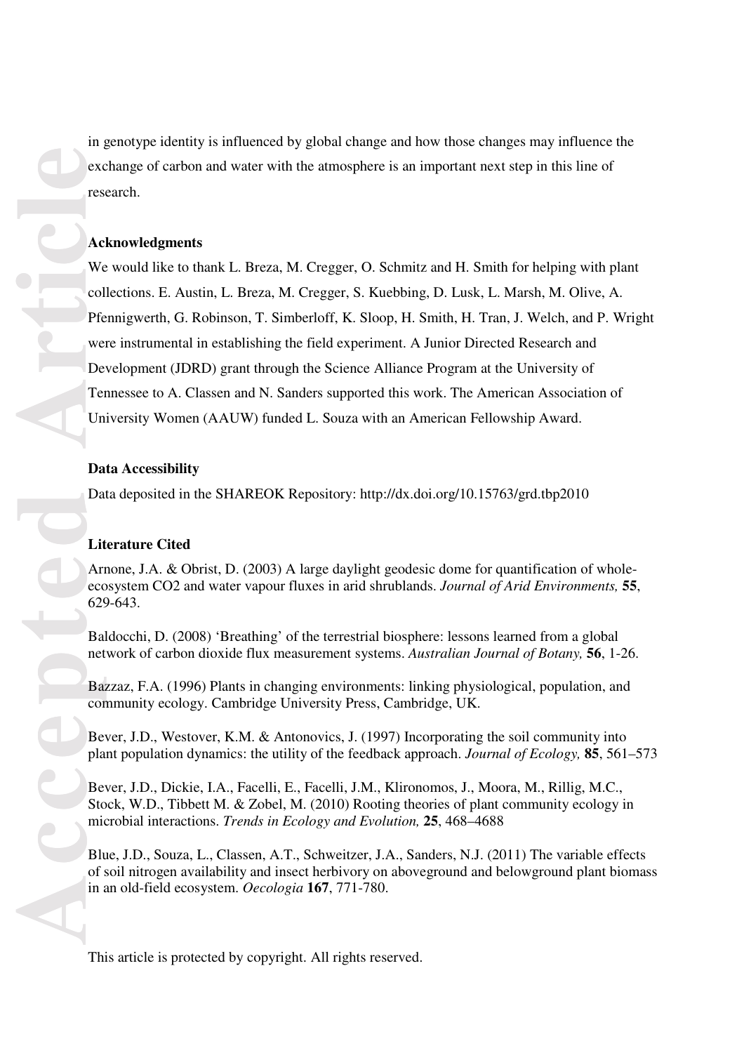in genotype identity is influenced by global change and how those changes may influence the exchange of carbon and water with the atmosphere is an important next step in this line of research.

## Acknowledgments

We would like to thank L. Breza, M. Cregger, O. Schmitz and H. Smith for helping with plant collections. E. Austin, L. Breza, M. Cregger, S. Kuebbing, D. Lusk, L. Marsh, M. Olive, A. Pfennigwerth, G. Robinson, T. Simberloff, K. Sloop, H. Smith, H. Tran, J. Welch, and P. Wright were instrumental in establishing the field experiment. A Junior Directed Research and Development (JDRD) grant through the Science Alliance Program at the University of Tennessee to A. Classen and N. Sanders supported this work. The American Association of University Women (AAUW) funded L. Souza with an American Fellowship Award.

## Data Accessibility

Data deposited in the SHAREOK Repository: http://dx.doi.org/10.15763/grd.tbp2010

## Literature Cited

Arnone, J.A. & Obrist, D. (2003) A large daylight geodesic dome for quantification of whole-ecosystem CO2 and water vapour fluxes in arid shrublands. *Journal of Arid Environments,* **55**, 629-643.

Baldocchi, D. (2008) 'Breathing' of the terrestrial biosphere: lessons learned from a global network of carbon dioxide flux measurement systems. *Australian Journal of Botany,* **56**, 1-26.

Bazzaz, F.A. (1996) Plants in changing environments: linking physiological, population, and community ecology. Cambridge University Press, Cambridge, UK.

Bever, J.D., Westover, K.M. & Antonovics, J. (1997) Incorporating the soil community into plant population dynamics: the utility of the feedback approach. *Journal of Ecology,* **85**, 561–573

Bever, J.D., Dickie, I.A., Facelli, E., Facelli, J.M., Klironomos, J., Moora, M., Rillig, M.C., Stock, W.D., Tibbett M. & Zobel, M. (2010) Rooting theories of plant community ecology in microbial interactions. *Trends in Ecology and Evolution,* **25**, 468–4688

Blue, J.D., Souza, L., Classen, A.T., Schweitzer, J.A., Sanders, N.J. (2011) The variable effects of soil nitrogen availability and insect herbivory on aboveground and belowground plant biomass in an old-field ecosystem. *Oecologia* **167**, 771-780.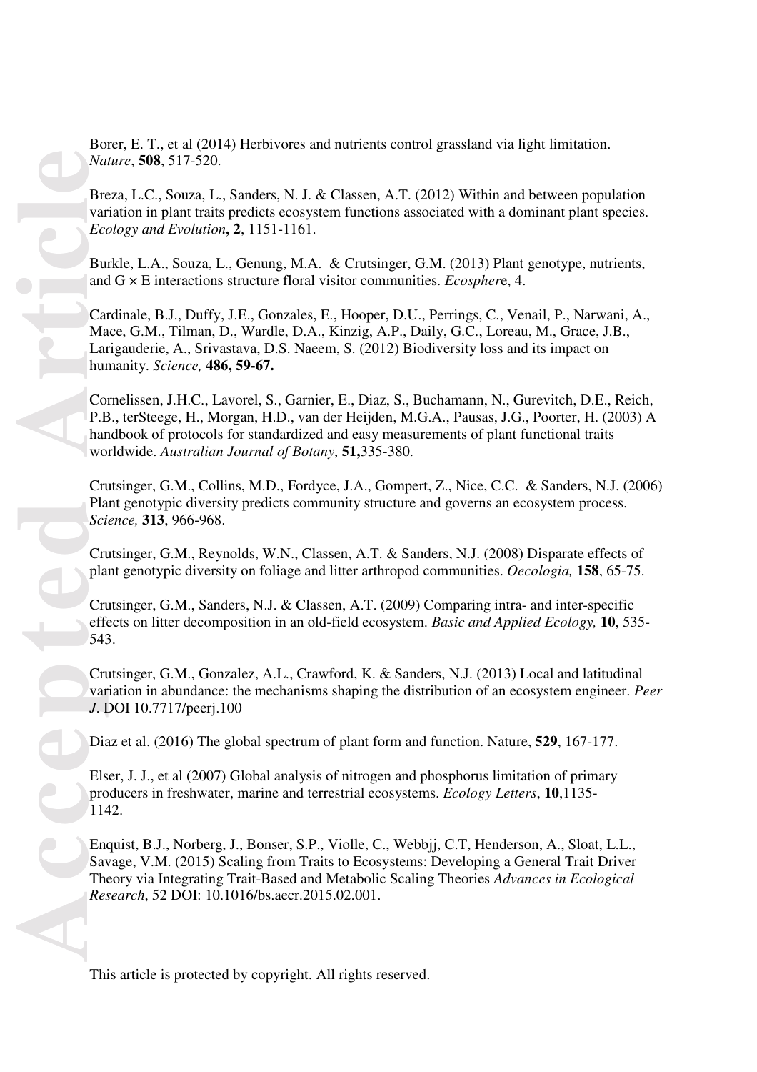Borer, E. T., et al (2014) Herbivores and nutrients control grassland via light limitation. *Nature*, **508**, 517-520.

Breza, L.C., Souza, L., Sanders, N. J. & Classen, A.T. (2012) Within and between population variation in plant traits predicts ecosystem functions associated with a dominant plant species. *Ecology and Evolution*, **2**, 1151-1161.

Burkle, L.A., Souza, L., Genung, M.A. & Crutsinger, G.M. (2013) Plant genotype, nutrients, and G × E interactions structure floral visitor communities. *Ecospher*e, 4.

Cardinale, B.J., Duffy, J.E., Gonzales, E., Hooper, D.U., Perrings, C., Venail, P., Narwani, A., Mace, G.M., Tilman, D., Wardle, D.A., Kinzig, A.P., Daily, G.C., Loreau, M., Grace, J.B., Larigauderie, A., Srivastava, D.S. Naeem, S. (2012) Biodiversity loss and its impact on humanity. *Science,* **486, 59-67.**

Cornelissen, J.H.C., Lavorel, S., Garnier, E., Diaz, S., Buchamann, N., Gurevitch, D.E., Reich, P.B., terSteege, H., Morgan, H.D., van der Heijden, M.G.A., Pausas, J.G., Poorter, H. (2003) A handbook of protocols for standardized and easy measurements of plant functional traits worldwide. *Australian Journal of Botany*, **51,**335-380.

Crutsinger, G.M., Collins, M.D., Fordyce, J.A., Gompert, Z., Nice, C.C. & Sanders, N.J. (2006) Plant genotypic diversity predicts community structure and governs an ecosystem process. *Science,* **313**, 966-968.

Crutsinger, G.M., Reynolds, W.N., Classen, A.T. & Sanders, N.J. (2008) Disparate effects of plant genotypic diversity on foliage and litter arthropod communities. *Oecologia,* **158**, 65-75.

Crutsinger, G.M., Sanders, N.J. & Classen, A.T. (2009) Comparing intra- and inter-specific effects on litter decomposition in an old-field ecosystem. *Basic and Applied Ecology,* **10**, 535-543.

Crutsinger, G.M., Gonzalez, A.L., Crawford, K. & Sanders, N.J. (2013) Local and latitudinal variation in abundance: the mechanisms shaping the distribution of an ecosystem engineer. *Peer J*. DOI 10.7717/peerj.100

Diaz et al. (2016) The global spectrum of plant form and function. Nature, **529**, 167-177.

Elser, J. J., et al (2007) Global analysis of nitrogen and phosphorus limitation of primary producers in freshwater, marine and terrestrial ecosystems. *Ecology Letters*, **10**,1135-1142.

Enquist, B.J., Norberg, J., Bonser, S.P., Violle, C., Webbjj, C.T, Henderson, A., Sloat, L.L., Savage, V.M. (2015) Scaling from Traits to Ecosystems: Developing a General Trait Driver Theory via Integrating Trait-Based and Metabolic Scaling Theories *Advances in Ecological Research*, 52 DOI: 10.1016/bs.aecr.2015.02.001.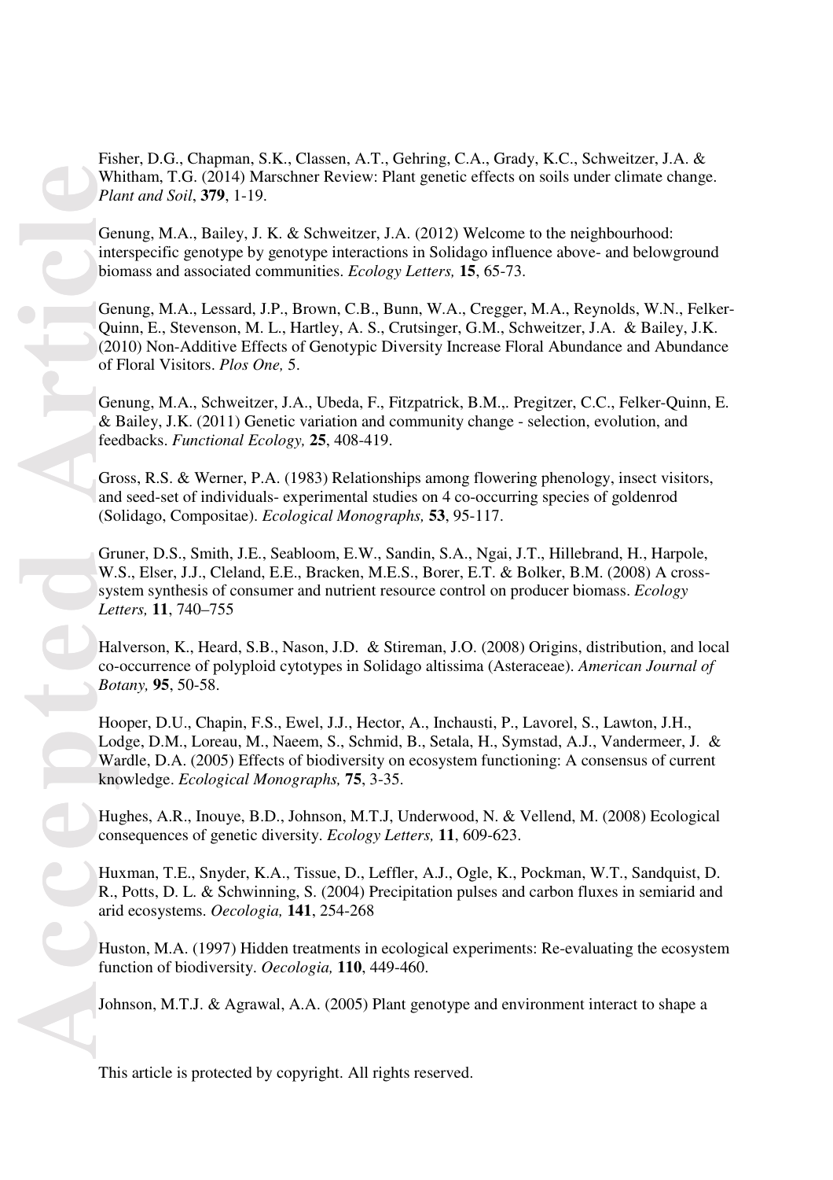Fisher, D.G., Chapman, S.K., Classen, A.T., Gehring, C.A., Grady, K.C., Schweitzer, J.A. & Whitham, T.G. (2014) Marschner Review: Plant genetic effects on soils under climate change. *Plant and Soil*, **379**, 1-19.

Genung, M.A., Bailey, J. K. & Schweitzer, J.A. (2012) Welcome to the neighbourhood: interspecific genotype by genotype interactions in Solidago influence above- and belowground biomass and associated communities. *Ecology Letters,* **15**, 65-73.

Genung, M.A., Lessard, J.P., Brown, C.B., Bunn, W.A., Cregger, M.A., Reynolds, W.N., Felker-Quinn, E., Stevenson, M. L., Hartley, A. S., Crutsinger, G.M., Schweitzer, J.A. & Bailey, J.K. (2010) Non-Additive Effects of Genotypic Diversity Increase Floral Abundance and Abundance of Floral Visitors. *Plos One,* 5.

Genung, M.A., Schweitzer, J.A., Ubeda, F., Fitzpatrick, B.M.,. Pregitzer, C.C., Felker-Quinn, E. & Bailey, J.K. (2011) Genetic variation and community change - selection, evolution, and feedbacks. *Functional Ecology,* **25**, 408-419.

Gross, R.S. & Werner, P.A. (1983) Relationships among flowering phenology, insect visitors, and seed-set of individuals- experimental studies on 4 co-occurring species of goldenrod (Solidago, Compositae). *Ecological Monographs,* **53**, 95-117.

Gruner, D.S., Smith, J.E., Seabloom, E.W., Sandin, S.A., Ngai, J.T., Hillebrand, H., Harpole, W.S., Elser, J.J., Cleland, E.E., Bracken, M.E.S., Borer, E.T. & Bolker, B.M. (2008) A cross-system synthesis of consumer and nutrient resource control on producer biomass. *Ecology Letters,* **11**, 740–755

Halverson, K., Heard, S.B., Nason, J.D. & Stireman, J.O. (2008) Origins, distribution, and local co-occurrence of polyploid cytotypes in Solidago altissima (Asteraceae). *American Journal of Botany,* **95**, 50-58.

Hooper, D.U., Chapin, F.S., Ewel, J.J., Hector, A., Inchausti, P., Lavorel, S., Lawton, J.H., Lodge, D.M., Loreau, M., Naeem, S., Schmid, B., Setala, H., Symstad, A.J., Vandermeer, J. & Wardle, D.A. (2005) Effects of biodiversity on ecosystem functioning: A consensus of current knowledge. *Ecological Monographs,* **75**, 3-35.

Hughes, A.R., Inouye, B.D., Johnson, M.T.J, Underwood, N. & Vellend, M. (2008) Ecological consequences of genetic diversity. *Ecology Letters,* **11**, 609-623.

Huxman, T.E., Snyder, K.A., Tissue, D., Leffler, A.J., Ogle, K., Pockman, W.T., Sandquist, D. R., Potts, D. L. & Schwinning, S. (2004) Precipitation pulses and carbon fluxes in semiarid and arid ecosystems. *Oecologia,* **141**, 254-268

Huston, M.A. (1997) Hidden treatments in ecological experiments: Re-evaluating the ecosystem function of biodiversity. *Oecologia,* **110**, 449-460.

Johnson, M.T.J. & Agrawal, A.A. (2005) Plant genotype and environment interact to shape a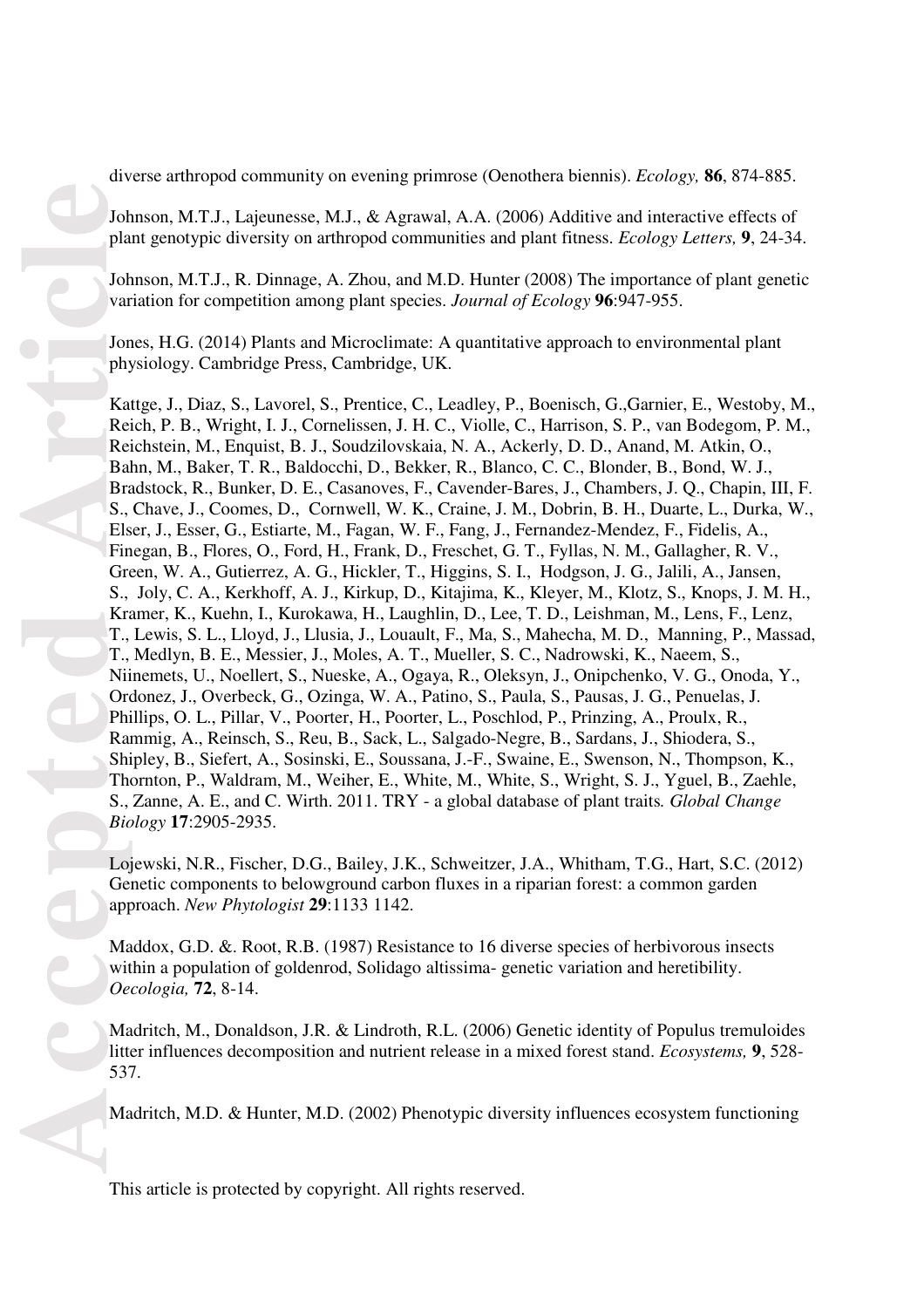diverse arthropod community on evening primrose (Oenothera biennis). *Ecology,* **86**, 874-885.

Johnson, M.T.J., Lajeunesse, M.J., & Agrawal, A.A. (2006) Additive and interactive effects of plant genotypic diversity on arthropod communities and plant fitness. *Ecology Letters,* **9**, 24-34.

Johnson, M.T.J., R. Dinnage, A. Zhou, and M.D. Hunter (2008) The importance of plant genetic variation for competition among plant species. *Journal of Ecology* **96**:947-955.

Jones, H.G. (2014) Plants and Microclimate: A quantitative approach to environmental plant physiology. Cambridge Press, Cambridge, UK.

Kattge, J., Diaz, S., Lavorel, S., Prentice, C., Leadley, P., Boenisch, G.,Garnier, E., Westoby, M., Reich, P. B., Wright, I. J., Cornelissen, J. H. C., Violle, C., Harrison, S. P., van Bodegom, P. M., Reichstein, M., Enquist, B. J., Soudzilovskaia, N. A., Ackerly, D. D., Anand, M. Atkin, O., Bahn, M., Baker, T. R., Baldocchi, D., Bekker, R., Blanco, C. C., Blonder, B., Bond, W. J., Bradstock, R., Bunker, D. E., Casanoves, F., Cavender-Bares, J., Chambers, J. Q., Chapin, III, F. S., Chave, J., Coomes, D., Cornwell, W. K., Craine, J. M., Dobrin, B. H., Duarte, L., Durka, W., Elser, J., Esser, G., Estiarte, M., Fagan, W. F., Fang, J., Fernandez-Mendez, F., Fidelis, A., Finegan, B., Flores, O., Ford, H., Frank, D., Freschet, G. T., Fyllas, N. M., Gallagher, R. V., Green, W. A., Gutierrez, A. G., Hickler, T., Higgins, S. I., Hodgson, J. G., Jalili, A., Jansen, S., Joly, C. A., Kerkhoff, A. J., Kirkup, D., Kitajima, K., Kleyer, M., Klotz, S., Knops, J. M. H., Kramer, K., Kuehn, I., Kurokawa, H., Laughlin, D., Lee, T. D., Leishman, M., Lens, F., Lenz, T., Lewis, S. L., Lloyd, J., Llusia, J., Louault, F., Ma, S., Mahecha, M. D., Manning, P., Massad, T., Medlyn, B. E., Messier, J., Moles, A. T., Mueller, S. C., Nadrowski, K., Naeem, S., Niinemets, U., Noellert, S., Nueske, A., Ogaya, R., Oleksyn, J., Onipchenko, V. G., Onoda, Y., Ordonez, J., Overbeck, G., Ozinga, W. A., Patino, S., Paula, S., Pausas, J. G., Penuelas, J. Phillips, O. L., Pillar, V., Poorter, H., Poorter, L., Poschlod, P., Prinzing, A., Proulx, R., Rammig, A., Reinsch, S., Reu, B., Sack, L., Salgado-Negre, B., Sardans, J., Shiodera, S., Shipley, B., Siefert, A., Sosinski, E., Soussana, J.-F., Swaine, E., Swenson, N., Thompson, K., Thornton, P., Waldram, M., Weiher, E., White, M., White, S., Wright, S. J., Yguel, B., Zaehle, S., Zanne, A. E., and C. Wirth. 2011. TRY - a global database of plant traits*. Global Change Biology* **17**:2905-2935.

Lojewski, N.R., Fischer, D.G., Bailey, J.K., Schweitzer, J.A., Whitham, T.G., Hart, S.C. (2012) Genetic components to belowground carbon fluxes in a riparian forest: a common garden approach. *New Phytologist* **29**:1133 1142.

Maddox, G.D. &. Root, R.B. (1987) Resistance to 16 diverse species of herbivorous insects within a population of goldenrod, Solidago altissima- genetic variation and heretibility. *Oecologia,* **72**, 8-14.

Madritch, M., Donaldson, J.R. & Lindroth, R.L. (2006) Genetic identity of Populus tremuloides litter influences decomposition and nutrient release in a mixed forest stand. *Ecosystems,* **9**, 528-537.

Madritch, M.D. & Hunter, M.D. (2002) Phenotypic diversity influences ecosystem functioning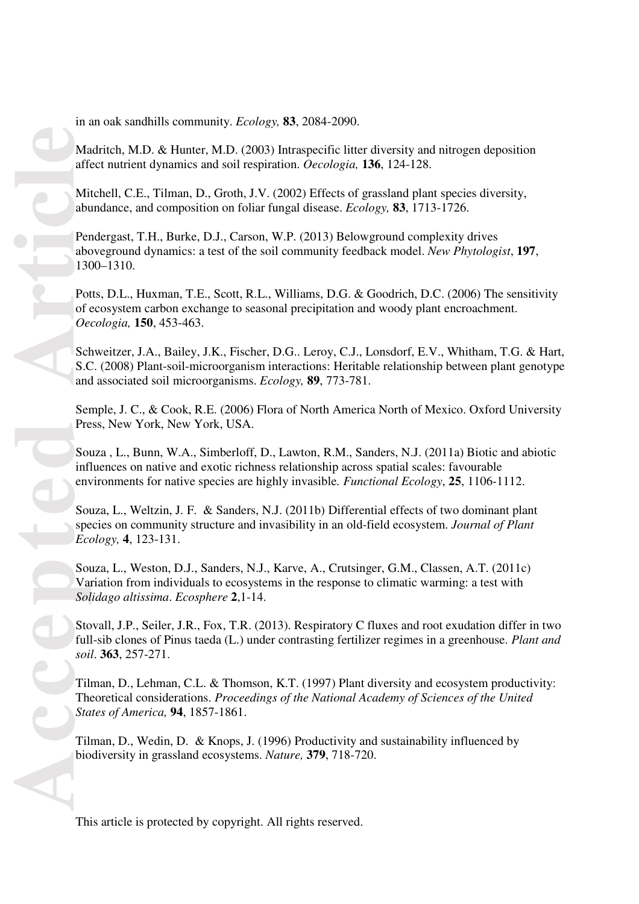in an oak sandhills community. *Ecology,* **83**, 2084-2090.

Madritch, M.D. & Hunter, M.D. (2003) Intraspecific litter diversity and nitrogen deposition affect nutrient dynamics and soil respiration. *Oecologia,* **136**, 124-128.

Mitchell, C.E., Tilman, D., Groth, J.V. (2002) Effects of grassland plant species diversity, abundance, and composition on foliar fungal disease. *Ecology,* **83**, 1713-1726.

Pendergast, T.H., Burke, D.J., Carson, W.P. (2013) Belowground complexity drives aboveground dynamics: a test of the soil community feedback model. *New Phytologist*, **197**, 1300–1310.

Potts, D.L., Huxman, T.E., Scott, R.L., Williams, D.G. & Goodrich, D.C. (2006) The sensitivity of ecosystem carbon exchange to seasonal precipitation and woody plant encroachment. *Oecologia,* **150**, 453-463.

Schweitzer, J.A., Bailey, J.K., Fischer, D.G.. Leroy, C.J., Lonsdorf, E.V., Whitham, T.G. & Hart, S.C. (2008) Plant-soil-microorganism interactions: Heritable relationship between plant genotype and associated soil microorganisms. *Ecology,* **89**, 773-781.

Semple, J. C., & Cook, R.E. (2006) Flora of North America North of Mexico. Oxford University Press, New York, New York, USA.

Souza , L., Bunn, W.A., Simberloff, D., Lawton, R.M., Sanders, N.J. (2011a) Biotic and abiotic influences on native and exotic richness relationship across spatial scales: favourable environments for native species are highly invasible. *Functional Ecology*, **25**, 1106-1112.

Souza, L., Weltzin, J. F. & Sanders, N.J. (2011b) Differential effects of two dominant plant species on community structure and invasibility in an old-field ecosystem. *Journal of Plant Ecology,* **4**, 123-131.

Souza, L., Weston, D.J., Sanders, N.J., Karve, A., Crutsinger, G.M., Classen, A.T. (2011c) Variation from individuals to ecosystems in the response to climatic warming: a test with *Solidago altissima*. *Ecosphere* **2**,1-14.

Stovall, J.P., Seiler, J.R., Fox, T.R. (2013). Respiratory C fluxes and root exudation differ in two full-sib clones of Pinus taeda (L.) under contrasting fertilizer regimes in a greenhouse. *Plant and soil*. **363**, 257-271.

Tilman, D., Lehman, C.L. & Thomson, K.T. (1997) Plant diversity and ecosystem productivity: Theoretical considerations. *Proceedings of the National Academy of Sciences of the United States of America,* **94**, 1857-1861.

Tilman, D., Wedin, D. & Knops, J. (1996) Productivity and sustainability influenced by biodiversity in grassland ecosystems. *Nature,* **379**, 718-720.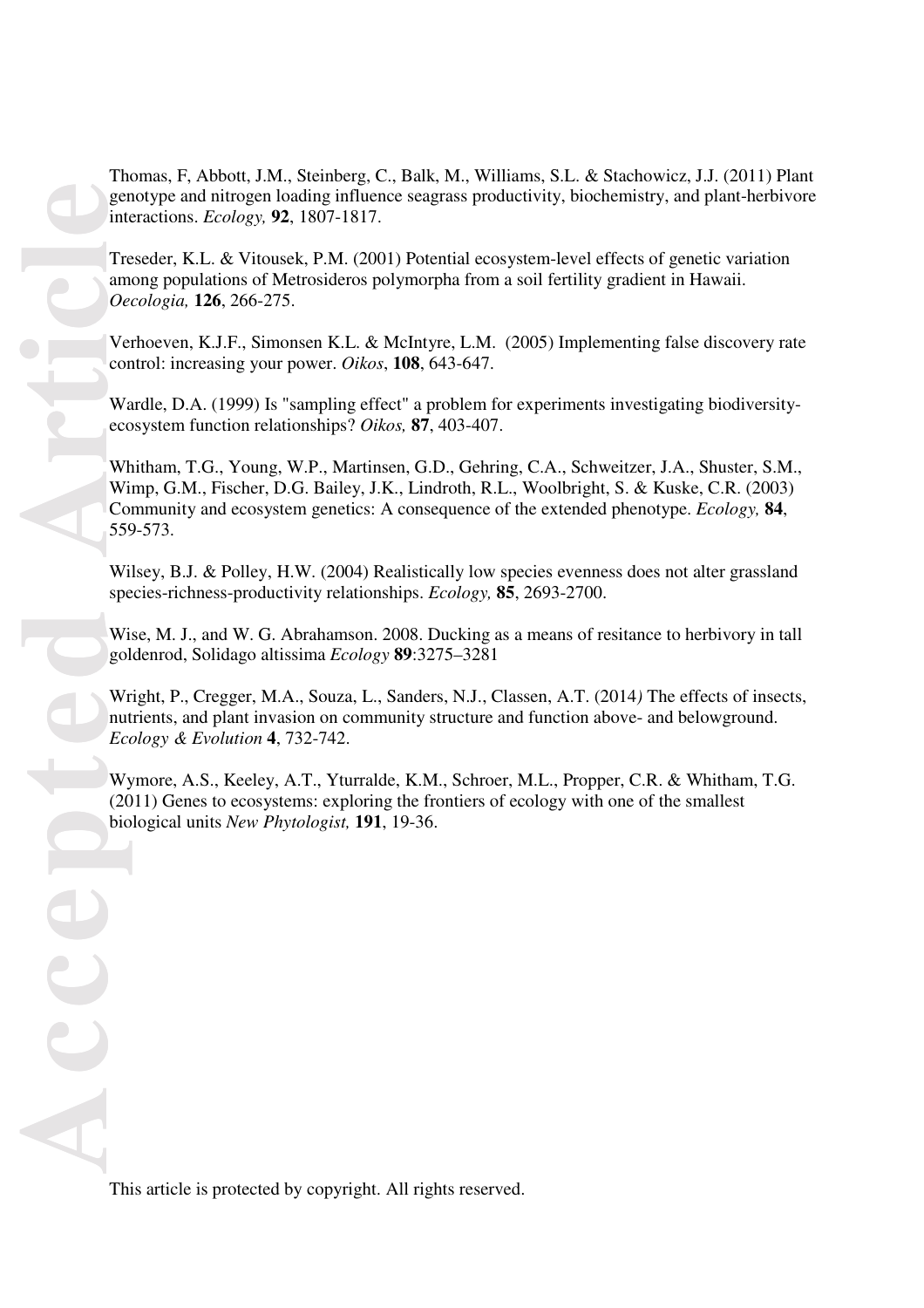Thomas, F, Abbott, J.M., Steinberg, C., Balk, M., Williams, S.L. & Stachowicz, J.J. (2011) Plant genotype and nitrogen loading influence seagrass productivity, biochemistry, and plant-herbivore interactions. *Ecology,* **92**, 1807-1817.

Treseder, K.L. & Vitousek, P.M. (2001) Potential ecosystem-level effects of genetic variation among populations of Metrosideros polymorpha from a soil fertility gradient in Hawaii. *Oecologia,* **126**, 266-275.

Verhoeven, K.J.F., Simonsen K.L. & McIntyre, L.M. (2005) Implementing false discovery rate control: increasing your power. *Oikos*, **108**, 643-647.

Wardle, D.A. (1999) Is "sampling effect" a problem for experiments investigating biodiversity-ecosystem function relationships? *Oikos,* **87**, 403-407.

Whitham, T.G., Young, W.P., Martinsen, G.D., Gehring, C.A., Schweitzer, J.A., Shuster, S.M., Wimp, G.M., Fischer, D.G. Bailey, J.K., Lindroth, R.L., Woolbright, S. & Kuske, C.R. (2003) Community and ecosystem genetics: A consequence of the extended phenotype. *Ecology,* **84**, 559-573.

Wilsey, B.J. & Polley, H.W. (2004) Realistically low species evenness does not alter grassland species-richness-productivity relationships. *Ecology,* **85**, 2693-2700.

Wise, M. J., and W. G. Abrahamson. 2008. Ducking as a means of resitance to herbivory in tall goldenrod, Solidago altissima *Ecology* **89**:3275–3281

Wright, P., Cregger, M.A., Souza, L., Sanders, N.J., Classen, A.T. (2014*)* The effects of insects, nutrients, and plant invasion on community structure and function above- and belowground. *Ecology & Evolution* **4**, 732-742.

Wymore, A.S., Keeley, A.T., Yturralde, K.M., Schroer, M.L., Propper, C.R. & Whitham, T.G. (2011) Genes to ecosystems: exploring the frontiers of ecology with one of the smallest biological units *New Phytologist,* **191**, 19-36.

This article is protected by copyright. All rights reserved.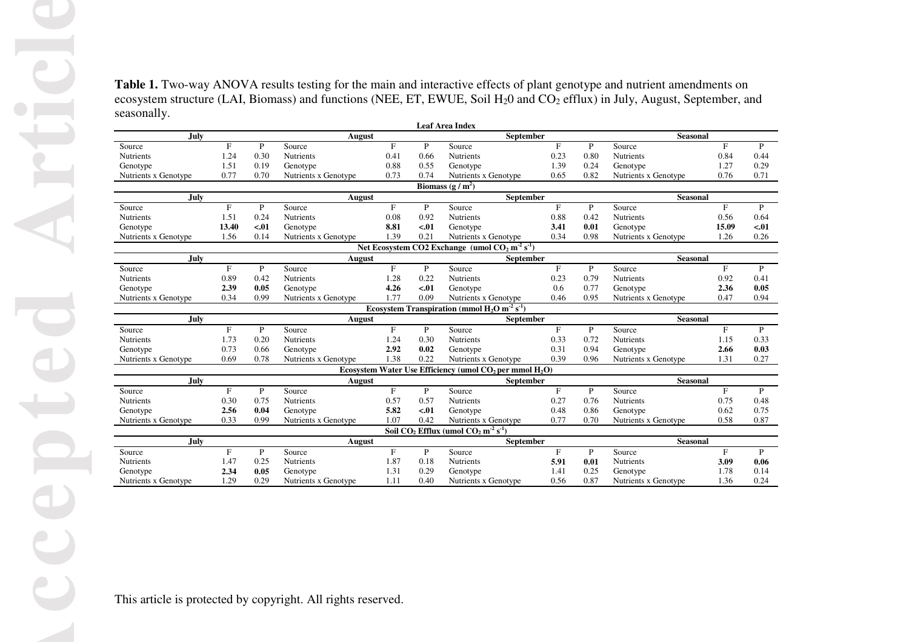**Table 1.** Two-way ANOVA results testing for the main and interactive effects of plant genotype and nutrient amendments on ecosystem structure (LAI, Biomass) and functions (NEE, ET, EWUE, Soil $H_20$ and $CO_2$ efflux) in July, August, September, and seasonally.

| Leaf Area Index | | | | | | | | | | | |
|---|---|---|---|---|---|---|---|---|---|---|---|
| **July** | | | **August** | | | **September** | | | **Seasonal** | | |
| Source | F | P | Source | F | P | Source | F | P | Source | F | P |
| Nutrients | 1.24 | 0.30 | Nutrients | 0.41 | 0.66 | Nutrients | 0.23 | 0.80 | Nutrients | 0.84 | 0.44 |
| Genotype | 1.51 | 0.19 | Genotype | 0.88 | 0.55 | Genotype | 1.39 | 0.24 | Genotype | 1.27 | 0.29 |
| Nutrients x Genotype | 0.77 | 0.70 | Nutrients x Genotype | 0.73 | 0.74 | Nutrients x Genotype | 0.65 | 0.82 | Nutrients x Genotype | 0.76 | 0.71 |
| **Biomass ($g / m^2$)** | | | | | | | | | | | |
| **July** | | | **August** | | | **September** | | | **Seasonal** | | |
| Source | F | P | Source | F | P | Source | F | P | Source | F | P |
| Nutrients | 1.51 | 0.24 | Nutrients | 0.08 | 0.92 | Nutrients | 0.88 | 0.42 | Nutrients | 0.56 | 0.64 |
| Genotype | **13.40** | **<.01** | Genotype | **8.81** | **<.01** | Genotype | **3.41** | **0.01** | Genotype | **15.09** | **<.01** |
| Nutrients x Genotype | 1.56 | 0.14 | Nutrients x Genotype | 1.39 | 0.21 | Nutrients x Genotype | 0.34 | 0.98 | Nutrients x Genotype | 1.26 | 0.26 |
| **Net Ecosystem CO2 Exchange (umol $CO_2$ $m^{-2}$ $s^{-1}$)** | | | | | | | | | | | |
| **July** | | | **August** | | | **September** | | | **Seasonal** | | |
| Source | F | P | Source | F | P | Source | F | P | Source | F | P |
| Nutrients | 0.89 | 0.42 | Nutrients | 1.28 | 0.22 | Nutrients | 0.23 | 0.79 | Nutrients | 0.92 | 0.41 |
| Genotype | **2.39** | **0.05** | Genotype | **4.26** | **<.01** | Genotype | 0.6 | 0.77 | Genotype | **2.36** | **0.05** |
| Nutrients x Genotype | 0.34 | 0.99 | Nutrients x Genotype | 1.77 | 0.09 | Nutrients x Genotype | 0.46 | 0.95 | Nutrients x Genotype | 0.47 | 0.94 |
| **Ecosystem Transpiration (mmol $H_2O$ $m^{-2}$ $s^{-1}$)** | | | | | | | | | | | |
| **July** | | | **August** | | | **September** | | | **Seasonal** | | |
| Source | F | P | Source | F | P | Source | F | P | Source | F | P |
| Nutrients | 1.73 | 0.20 | Nutrients | 1.24 | 0.30 | Nutrients | 0.33 | 0.72 | Nutrients | 1.15 | 0.33 |
| Genotype | 0.73 | 0.66 | Genotype | **2.92** | **0.02** | Genotype | 0.31 | 0.94 | Genotype | **2.66** | **0.03** |
| Nutrients x Genotype | 0.69 | 0.78 | Nutrients x Genotype | 1.38 | 0.22 | Nutrients x Genotype | 0.39 | 0.96 | Nutrients x Genotype | 1.31 | 0.27 |
| **Ecosystem Water Use Efficiency (umol $CO_2$ per mmol $H_2O$)** | | | | | | | | | | | |
| **July** | | | **August** | | | **September** | | | **Seasonal** | | |
| Source | F | P | Source | F | P | Source | F | P | Source | F | P |
| Nutrients | 0.30 | 0.75 | Nutrients | 0.57 | 0.57 | Nutrients | 0.27 | 0.76 | Nutrients | 0.75 | 0.48 |
| Genotype | **2.56** | **0.04** | Genotype | **5.82** | **<.01** | Genotype | 0.48 | 0.86 | Genotype | 0.62 | 0.75 |
| Nutrients x Genotype | 0.33 | 0.99 | Nutrients x Genotype | 1.07 | 0.42 | Nutrients x Genotype | 0.77 | 0.70 | Nutrients x Genotype | 0.58 | 0.87 |
| **Soil $CO_2$ Efflux (umol $CO_2$ $m^{-2}$ $s^{-1}$)** | | | | | | | | | | | |
| **July** | | | **August** | | | **September** | | | **Seasonal** | | |
| Source | F | P | Source | F | P | Source | F | P | Source | F | P |
| Nutrients | 1.47 | 0.25 | Nutrients | 1.87 | 0.18 | Nutrients | **5.91** | **0.01** | Nutrients | **3.09** | **0.06** |
| Genotype | **2.34** | **0.05** | Genotype | 1.31 | 0.29 | Genotype | 1.41 | 0.25 | Genotype | 1.78 | 0.14 |
| Nutrients x Genotype | 1.29 | 0.29 | Nutrients x Genotype | 1.11 | 0.40 | Nutrients x Genotype | 0.56 | 0.87 | Nutrients x Genotype | 1.36 | 0.24 |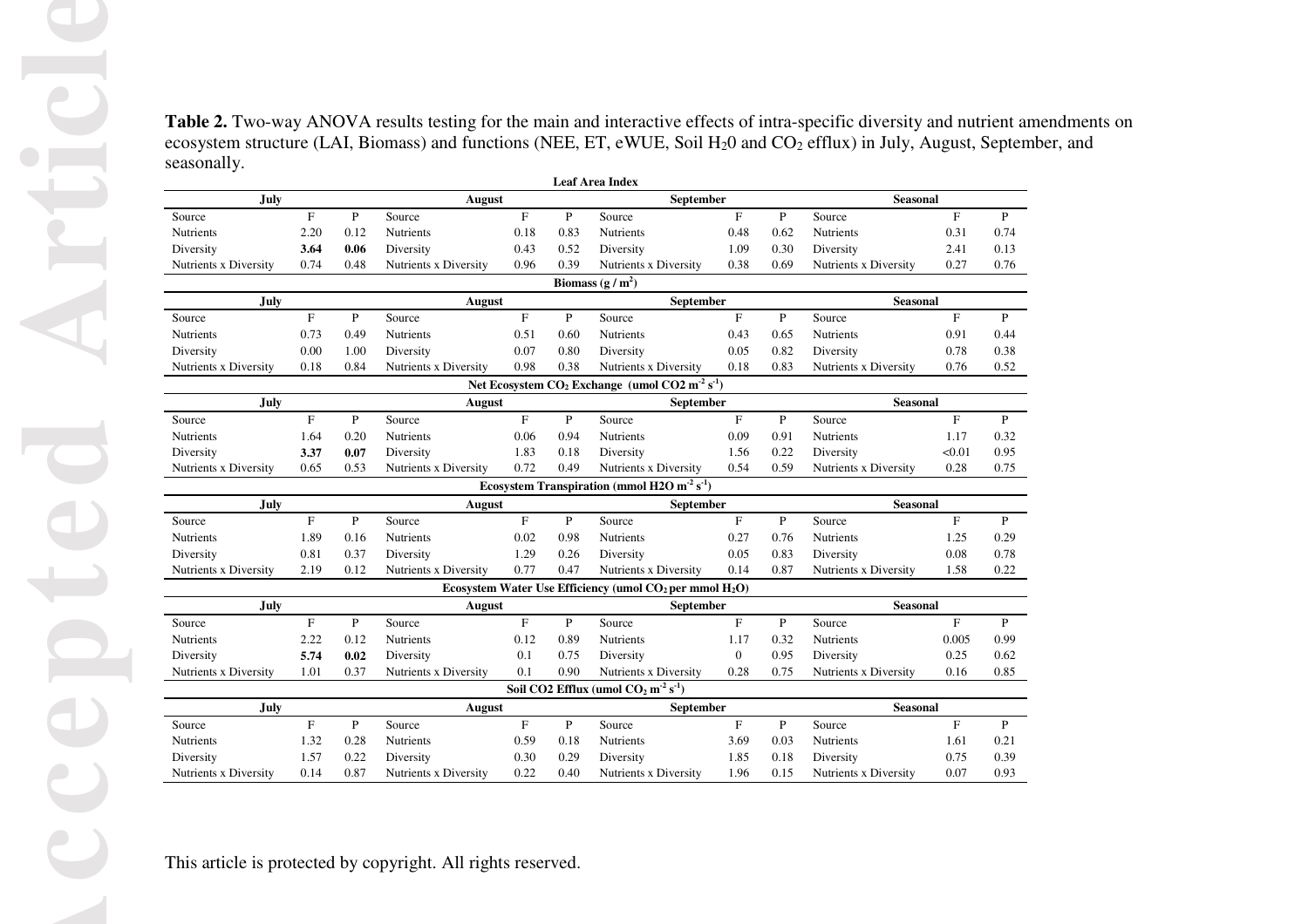**Table 2.** Two-way ANOVA results testing for the main and interactive effects of intra-specific diversity and nutrient amendments on ecosystem structure (LAI, Biomass) and functions (NEE, ET, eWUE, Soil $H_20$ and $CO_2$ efflux) in July, August, September, and seasonally.

| **Leaf Area Index** | | | | | | | | | | | |
|---|---|---|---|---|---|---|---|---|---|---|---|
| **July** | | | **August** | | | **September** | | | **Seasonal** | | |
| Source | F | P | Source | F | P | Source | F | P | Source | F | P |
| Nutrients | 2.20 | 0.12 | Nutrients | 0.18 | 0.83 | Nutrients | 0.48 | 0.62 | Nutrients | 0.31 | 0.74 |
| Diversity | **3.64** | **0.06** | Diversity | 0.43 | 0.52 | Diversity | 1.09 | 0.30 | Diversity | 2.41 | 0.13 |
| Nutrients x Diversity | 0.74 | 0.48 | Nutrients x Diversity | 0.96 | 0.39 | Nutrients x Diversity | 0.38 | 0.69 | Nutrients x Diversity | 0.27 | 0.76 |
| **Biomass ($g / m^2$)** | | | | | | | | | | | |
| **July** | | | **August** | | | **September** | | | **Seasonal** | | |
| Source | F | P | Source | F | P | Source | F | P | Source | F | P |
| Nutrients | 0.73 | 0.49 | Nutrients | 0.51 | 0.60 | Nutrients | 0.43 | 0.65 | Nutrients | 0.91 | 0.44 |
| Diversity | 0.00 | 1.00 | Diversity | 0.07 | 0.80 | Diversity | 0.05 | 0.82 | Diversity | 0.78 | 0.38 |
| Nutrients x Diversity | 0.18 | 0.84 | Nutrients x Diversity | 0.98 | 0.38 | Nutrients x Diversity | 0.18 | 0.83 | Nutrients x Diversity | 0.76 | 0.52 |
| **Net Ecosystem $CO_2$ Exchange (umol $CO2\ m^{-2}\ s^{-1}$)** | | | | | | | | | | | |
| **July** | | | **August** | | | **September** | | | **Seasonal** | | |
| Source | F | P | Source | F | P | Source | F | P | Source | F | P |
| Nutrients | 1.64 | 0.20 | Nutrients | 0.06 | 0.94 | Nutrients | 0.09 | 0.91 | Nutrients | 1.17 | 0.32 |
| Diversity | **3.37** | **0.07** | Diversity | 1.83 | 0.18 | Diversity | 1.56 | 0.22 | Diversity | <0.01 | 0.95 |
| Nutrients x Diversity | 0.65 | 0.53 | Nutrients x Diversity | 0.72 | 0.49 | Nutrients x Diversity | 0.54 | 0.59 | Nutrients x Diversity | 0.28 | 0.75 |
| **Ecosystem Transpiration (mmol $H2O\ m^{-2}\ s^{-1}$)** | | | | | | | | | | | |
| **July** | | | **August** | | | **September** | | | **Seasonal** | | |
| Source | F | P | Source | F | P | Source | F | P | Source | F | P |
| Nutrients | 1.89 | 0.16 | Nutrients | 0.02 | 0.98 | Nutrients | 0.27 | 0.76 | Nutrients | 1.25 | 0.29 |
| Diversity | 0.81 | 0.37 | Diversity | 1.29 | 0.26 | Diversity | 0.05 | 0.83 | Diversity | 0.08 | 0.78 |
| Nutrients x Diversity | 2.19 | 0.12 | Nutrients x Diversity | 0.77 | 0.47 | Nutrients x Diversity | 0.14 | 0.87 | Nutrients x Diversity | 1.58 | 0.22 |
| **Ecosystem Water Use Efficiency (umol $CO_2$ per mmol $H_2O$)** | | | | | | | | | | | |
| **July** | | | **August** | | | **September** | | | **Seasonal** | | |
| Source | F | P | Source | F | P | Source | F | P | Source | F | P |
| Nutrients | 2.22 | 0.12 | Nutrients | 0.12 | 0.89 | Nutrients | 1.17 | 0.32 | Nutrients | 0.005 | 0.99 |
| Diversity | **5.74** | **0.02** | Diversity | 0.1 | 0.75 | Diversity | 0 | 0.95 | Diversity | 0.25 | 0.62 |
| Nutrients x Diversity | 1.01 | 0.37 | Nutrients x Diversity | 0.1 | 0.90 | Nutrients x Diversity | 0.28 | 0.75 | Nutrients x Diversity | 0.16 | 0.85 |
| **Soil CO2 Efflux (umol $CO_2\ m^{-2}\ s^{-1}$)** | | | | | | | | | | | |
| **July** | | | **August** | | | **September** | | | **Seasonal** | | |
| Source | F | P | Source | F | P | Source | F | P | Source | F | P |
| Nutrients | 1.32 | 0.28 | Nutrients | 0.59 | 0.18 | Nutrients | 3.69 | 0.03 | Nutrients | 1.61 | 0.21 |
| Diversity | 1.57 | 0.22 | Diversity | 0.30 | 0.29 | Diversity | 1.85 | 0.18 | Diversity | 0.75 | 0.39 |
| Nutrients x Diversity | 0.14 | 0.87 | Nutrients x Diversity | 0.22 | 0.40 | Nutrients x Diversity | 1.96 | 0.15 | Nutrients x Diversity | 0.07 | 0.93 |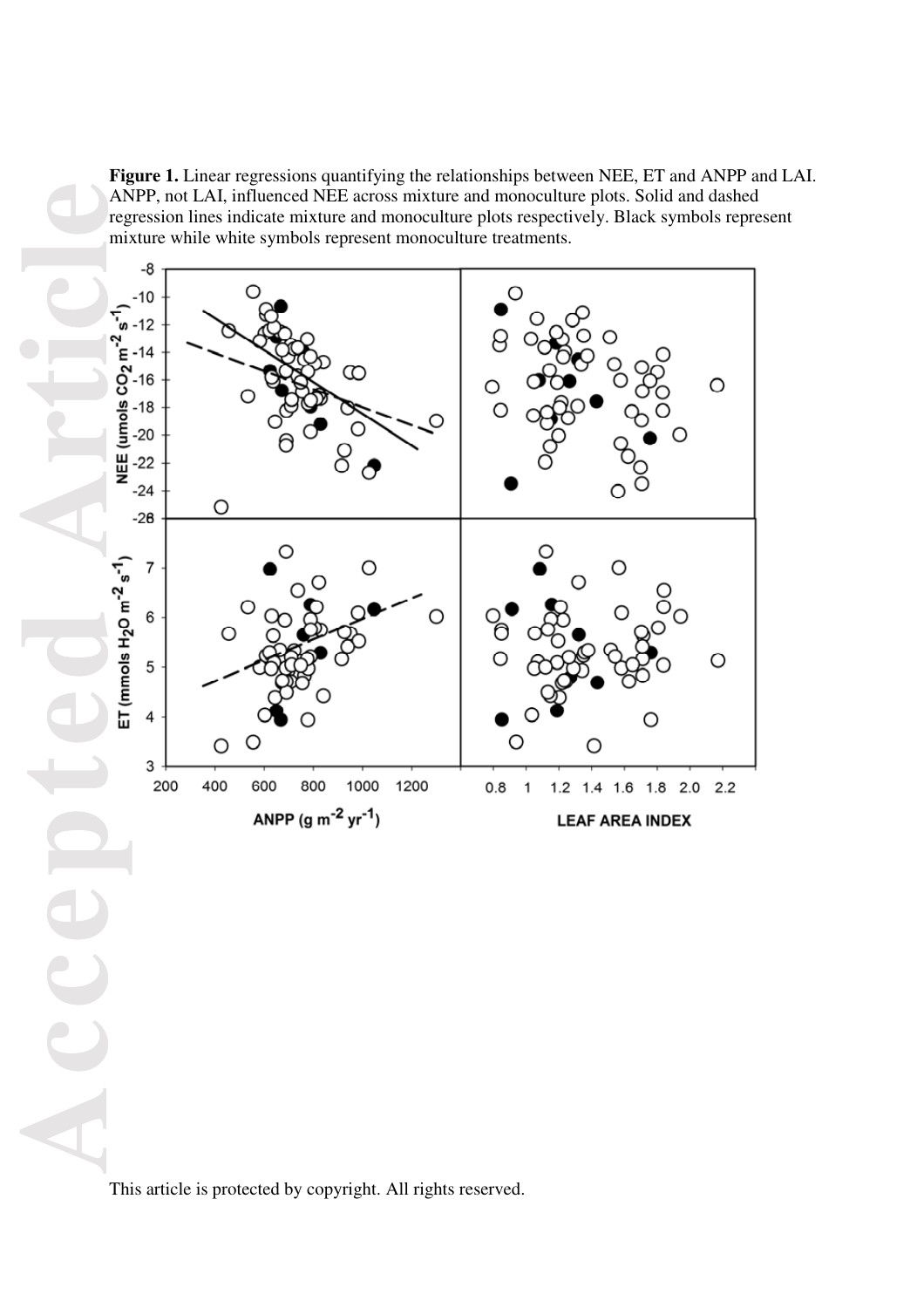**Figure 1.** Linear regressions quantifying the relationships between NEE, ET and ANPP and LAI. ANPP, not LAI, influenced NEE across mixture and monoculture plots. Solid and dashed regression lines indicate mixture and monoculture plots respectively. Black symbols represent mixture while white symbols represent monoculture treatments.

NEE (umols $CO_2$ m$^{-2}$ s$^{-1}$)

-8
-10
-12
-14
-16
-18
-20
-22
-24
-28

ET (mmols $H_2O$ m$^{-2}$ s$^{-1}$)

7
6
5
4
3

200 400 600 800 1000 1200

ANPP (g m$^{-2}$ yr$^{-1}$)

0.8 1 1.2 1.4 1.6 1.8 2.0 2.2

LEAF AREA INDEX